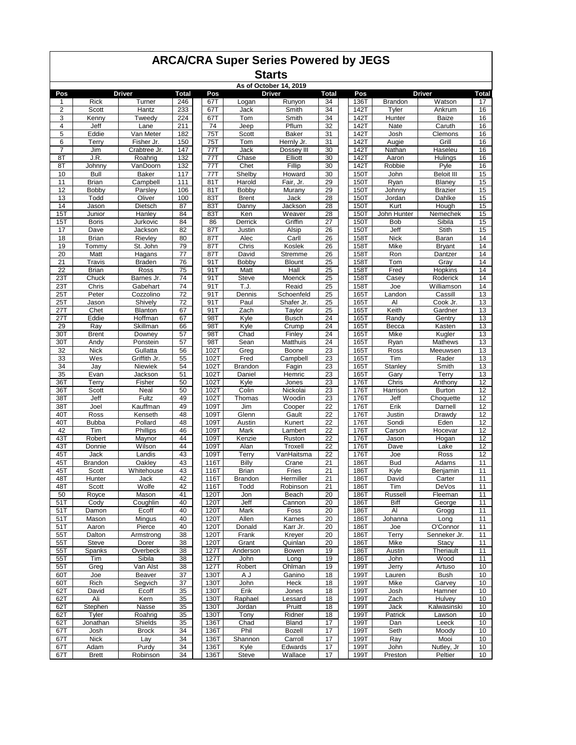# ARCA/CRA Super Series Powered by JEGS

## Starts

As of October 14, 2019

| Pos | Driver | | Total | Pos | Driver | | Total | Pos | Driver | | Total |
|---|---|---|---|---|---|---|---|---|---|---|---|
| 1 | Rick | Turner | 246 | 67T | Logan | Runyon | 34 | 136T | Brandon | Watson | 17 |
| 2 | Scott | Hantz | 233 | 67T | Jack | Smith | 34 | 142T | Tyler | Ankrum | 16 |
| 3 | Kenny | Tweedy | 224 | 67T | Tom | Smith | 34 | 142T | Hunter | Baize | 16 |
| 4 | Jeff | Lane | 211 | 74 | Jeep | Pflum | 32 | 142T | Nate | Caruth | 16 |
| 5 | Eddie | Van Meter | 182 | 75T | Scott | Baker | 31 | 142T | Josh | Clemons | 16 |
| 6 | Terry | Fisher Jr. | 150 | 75T | Tom | Hernly Jr. | 31 | 142T | Augie | Grill | 16 |
| 7 | Jim | Crabtree Jr. | 147 | 77T | Jack | Dossey III | 30 | 142T | Nathan | Haseleu | 16 |
| 8T | J.R. | Roahrig | 132 | 77T | Chase | Elliott | 30 | 142T | Aaron | Hulings | 16 |
| 8T | Johnny | VanDoorn | 132 | 77T | Chet | Fillip | 30 | 142T | Robbie | Pyle | 16 |
| 10 | Bull | Baker | 117 | 77T | Shelby | Howard | 30 | 150T | John | Beloit III | 15 |
| 11 | Brian | Campbell | 111 | 81T | Harold | Fair, Jr. | 29 | 150T | Ryan | Blaney | 15 |
| 12 | Bobby | Parsley | 106 | 81T | Bobby | Murany | 29 | 150T | Johnny | Brazier | 15 |
| 13 | Todd | Oliver | 100 | 83T | Brent | Jack | 28 | 150T | Jordan | Dahlke | 15 |
| 14 | Jason | Dietsch | 87 | 83T | Danny | Jackson | 28 | 150T | Kurt | Hough | 15 |
| 15T | Junior | Hanley | 84 | 83T | Ken | Weaver | 28 | 150T | John Hunter | Nemechek | 15 |
| 15T | Boris | Jurkovic | 84 | 86 | Derrick | Griffin | 27 | 150T | Bob | Sibila | 15 |
| 17 | Dave | Jackson | 82 | 87T | Justin | Alsip | 26 | 150T | Jeff | Stith | 15 |
| 18 | Brian | Rievley | 80 | 87T | Alec | Carll | 26 | 158T | Nick | Baran | 14 |
| 19 | Tommy | St. John | 79 | 87T | Chris | Koslek | 26 | 158T | Mike | Bryant | 14 |
| 20 | Matt | Hagans | 77 | 87T | David | Stremme | 26 | 158T | Ron | Dantzer | 14 |
| 21 | Travis | Braden | 76 | 91T | Bobby | Blount | 25 | 158T | Tom | Gray | 14 |
| 22 | Brian | Ross | 75 | 91T | Matt | Hall | 25 | 158T | Fred | Hopkins | 14 |
| 23T | Chuck | Barnes Jr. | 74 | 91T | Steve | Moenck | 25 | 158T | Casey | Roderick | 14 |
| 23T | Chris | Gabehart | 74 | 91T | T.J. | Reaid | 25 | 158T | Joe | Williamson | 14 |
| 25T | Peter | Cozzolino | 72 | 91T | Dennis | Schoenfeld | 25 | 165T | Landon | Cassill | 13 |
| 25T | Jason | Shively | 72 | 91T | Paul | Shafer Jr. | 25 | 165T | Al | Cook Jr. | 13 |
| 27T | Chet | Blanton | 67 | 91T | Zach | Taylor | 25 | 165T | Keith | Gardner | 13 |
| 27T | Eddie | Hoffman | 67 | 98T | Kyle | Busch | 24 | 165T | Randy | Gentry | 13 |
| 29 | Ray | Skillman | 66 | 98T | Kyle | Crump | 24 | 165T | Becca | Kasten | 13 |
| 30T | Brent | Downey | 57 | 98T | Chad | Finley | 24 | 165T | Mike | Kugler | 13 |
| 30T | Andy | Ponstein | 57 | 98T | Sean | Matthuis | 24 | 165T | Ryan | Mathews | 13 |
| 32 | Nick | Gullatta | 56 | 102T | Greg | Boone | 23 | 165T | Ross | Meeuwsen | 13 |
| 33 | Wes | Griffith Jr. | 55 | 102T | Fred | Campbell | 23 | 165T | Tim | Rader | 13 |
| 34 | Jay | Niewiek | 54 | 102T | Brandon | Fagin | 23 | 165T | Stanley | Smith | 13 |
| 35 | Evan | Jackson | 51 | 102T | Daniel | Hemric | 23 | 165T | Gary | Terry | 13 |
| 36T | Terry | Fisher | 50 | 102T | Kyle | Jones | 23 | 176T | Chris | Anthony | 12 |
| 36T | Scott | Neal | 50 | 102T | Colin | Nickolai | 23 | 176T | Harrison | Burton | 12 |
| 38T | Jeff | Fultz | 49 | 102T | Thomas | Woodin | 23 | 176T | Jeff | Choquette | 12 |
| 38T | Joel | Kauffman | 49 | 109T | Jim | Cooper | 22 | 176T | Erik | Darnell | 12 |
| 40T | Ross | Kenseth | 48 | 109T | Glenn | Gault | 22 | 176T | Justin | Drawdy | 12 |
| 40T | Bubba | Pollard | 48 | 109T | Austin | Kunert | 22 | 176T | Sondi | Eden | 12 |
| 42 | Tim | Phillips | 46 | 109T | Mark | Lambert | 22 | 176T | Carson | Hocevar | 12 |
| 43T | Robert | Maynor | 44 | 109T | Kenzie | Ruston | 22 | 176T | Jason | Hogan | 12 |
| 43T | Donnie | Wilson | 44 | 109T | Alan | Troxell | 22 | 176T | Dave | Lake | 12 |
| 45T | Jack | Landis | 43 | 109T | Terry | VanHaitsma | 22 | 176T | Joe | Ross | 12 |
| 45T | Brandon | Oakley | 43 | 116T | Billy | Crane | 21 | 186T | Bud | Adams | 11 |
| 45T | Scott | Whitehouse | 43 | 116T | Brian | Fries | 21 | 186T | Kyle | Benjamin | 11 |
| 48T | Hunter | Jack | 42 | 116T | Brandon | Hermiller | 21 | 186T | David | Carter | 11 |
| 48T | Scott | Wolfe | 42 | 116T | Todd | Robinson | 21 | 186T | Tim | DeVos | 11 |
| 50 | Royce | Mason | 41 | 120T | Jon | Beach | 20 | 186T | Russell | Fleeman | 11 |
| 51T | Cody | Coughlin | 40 | 120T | Jeff | Cannon | 20 | 186T | Biff | George | 11 |
| 51T | Damon | Ecoff | 40 | 120T | Mark | Foss | 20 | 186T | Al | Grogg | 11 |
| 51T | Mason | Mingus | 40 | 120T | Allen | Karnes | 20 | 186T | Johanna | Long | 11 |
| 51T | Aaron | Pierce | 40 | 120T | Donald | Karr Jr. | 20 | 186T | Joe | O'Connor | 11 |
| 55T | Dalton | Armstrong | 38 | 120T | Frank | Kreyer | 20 | 186T | Terry | Senneker Jr. | 11 |
| 55T | Steve | Dorer | 38 | 120T | Grant | Quinlan | 20 | 186T | Mike | Stacy | 11 |
| 55T | Spanks | Overbeck | 38 | 127T | Anderson | Bowen | 19 | 186T | Austin | Theriault | 11 |
| 55T | Tim | Sibila | 38 | 127T | John | Long | 19 | 186T | John | Wood | 11 |
| 55T | Greg | Van Alst | 38 | 127T | Robert | Ohlman | 19 | 199T | Jerry | Artuso | 10 |
| 60T | Joe | Beaver | 37 | 130T | A J | Ganino | 18 | 199T | Lauren | Bush | 10 |
| 60T | Rich | Segvich | 37 | 130T | John | Heck | 18 | 199T | Mike | Garvey | 10 |
| 62T | David | Ecoff | 35 | 130T | Erik | Jones | 18 | 199T | Josh | Hamner | 10 |
| 62T | Ali | Kern | 35 | 130T | Raphael | Lessard | 18 | 199T | Zach | Hulvey | 10 |
| 62T | Stephen | Nasse | 35 | 130T | Jordan | Pruitt | 18 | 199T | Jack | Kalwasinski | 10 |
| 62T | Tyler | Roahrig | 35 | 130T | Tony | Ridner | 18 | 199T | Patrick | Lawson | 10 |
| 62T | Jonathan | Shields | 35 | 136T | Chad | Bland | 17 | 199T | Dan | Leeck | 10 |
| 67T | Josh | Brock | 34 | 136T | Phil | Bozell | 17 | 199T | Seth | Moody | 10 |
| 67T | Nick | Lay | 34 | 136T | Shannon | Carroll | 17 | 199T | Ray | Mooi | 10 |
| 67T | Adam | Purdy | 34 | 136T | Kyle | Edwards | 17 | 199T | John | Nutley, Jr | 10 |
| 67T | Brett | Robinson | 34 | 136T | Steve | Wallace | 17 | 199T | Preston | Peltier | 10 |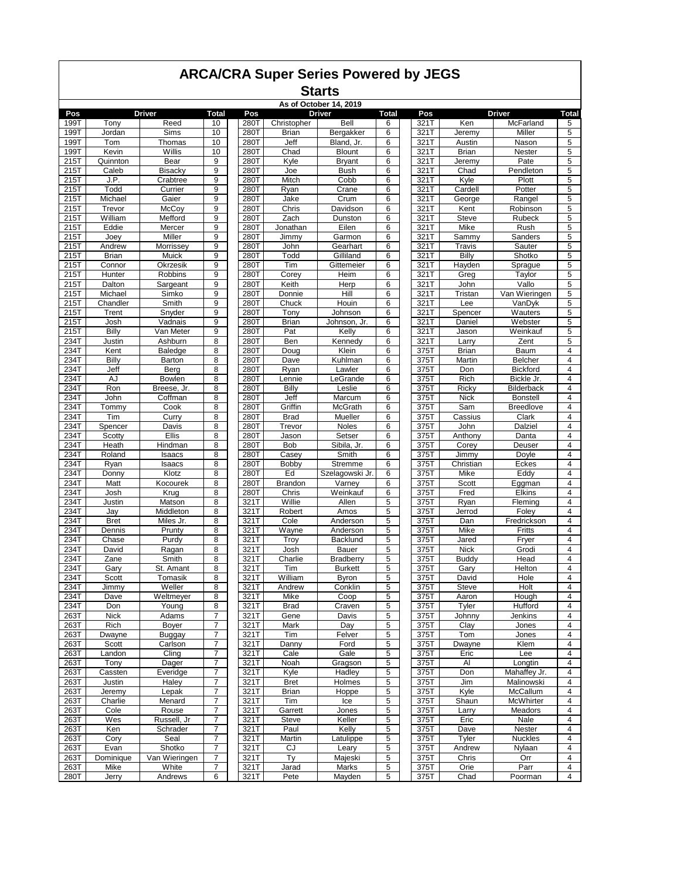# ARCA/CRA Super Series Powered by JEGS

## Starts

As of October 14, 2019

| Pos | Driver | | Total | | Pos | Driver | | Total | | Pos | Driver | | Total |
|---|---|---|---|---|---|---|---|---|---|---|---|---|---|
| 199T | Tony | Reed | 10 | | 280T | Christopher | Bell | 6 | | 321T | Ken | McFarland | 5 |
| 199T | Jordan | Sims | 10 | | 280T | Brian | Bergakker | 6 | | 321T | Jeremy | Miller | 5 |
| 199T | Tom | Thomas | 10 | | 280T | Jeff | Bland, Jr. | 6 | | 321T | Austin | Nason | 5 |
| 199T | Kevin | Willis | 10 | | 280T | Chad | Blount | 6 | | 321T | Brian | Nester | 5 |
| 215T | Quinnton | Bear | 9 | | 280T | Kyle | Bryant | 6 | | 321T | Jeremy | Pate | 5 |
| 215T | Caleb | Bisacky | 9 | | 280T | Joe | Bush | 6 | | 321T | Chad | Pendleton | 5 |
| 215T | J.P. | Crabtree | 9 | | 280T | Mitch | Cobb | 6 | | 321T | Kyle | Plott | 5 |
| 215T | Todd | Currier | 9 | | 280T | Ryan | Crane | 6 | | 321T | Cardell | Potter | 5 |
| 215T | Michael | Gaier | 9 | | 280T | Jake | Crum | 6 | | 321T | George | Rangel | 5 |
| 215T | Trevor | McCoy | 9 | | 280T | Chris | Davidson | 6 | | 321T | Kent | Robinson | 5 |
| 215T | William | Mefford | 9 | | 280T | Zach | Dunston | 6 | | 321T | Steve | Rubeck | 5 |
| 215T | Eddie | Mercer | 9 | | 280T | Jonathan | Eilen | 6 | | 321T | Mike | Rush | 5 |
| 215T | Joey | Miller | 9 | | 280T | Jimmy | Garmon | 6 | | 321T | Sammy | Sanders | 5 |
| 215T | Andrew | Morrissey | 9 | | 280T | John | Gearhart | 6 | | 321T | Travis | Sauter | 5 |
| 215T | Brian | Muick | 9 | | 280T | Todd | Gilliland | 6 | | 321T | Billy | Shotko | 5 |
| 215T | Connor | Okrzesik | 9 | | 280T | Tim | Gittemeier | 6 | | 321T | Hayden | Sprague | 5 |
| 215T | Hunter | Robbins | 9 | | 280T | Corey | Heim | 6 | | 321T | Greg | Taylor | 5 |
| 215T | Dalton | Sargeant | 9 | | 280T | Keith | Herp | 6 | | 321T | John | Vallo | 5 |
| 215T | Michael | Simko | 9 | | 280T | Donnie | Hill | 6 | | 321T | Tristan | Van Wieringen | 5 |
| 215T | Chandler | Smith | 9 | | 280T | Chuck | Houin | 6 | | 321T | Lee | VanDyk | 5 |
| 215T | Trent | Snyder | 9 | | 280T | Tony | Johnson | 6 | | 321T | Spencer | Wauters | 5 |
| 215T | Josh | Vadnais | 9 | | 280T | Brian | Johnson, Jr. | 6 | | 321T | Daniel | Webster | 5 |
| 215T | Billy | Van Meter | 9 | | 280T | Pat | Kelly | 6 | | 321T | Jason | Weinkauf | 5 |
| 234T | Justin | Ashburn | 8 | | 280T | Ben | Kennedy | 6 | | 321T | Larry | Zent | 5 |
| 234T | Kent | Baledge | 8 | | 280T | Doug | Klein | 6 | | 375T | Brian | Baum | 4 |
| 234T | Billy | Barton | 8 | | 280T | Dave | Kuhlman | 6 | | 375T | Martin | Belcher | 4 |
| 234T | Jeff | Berg | 8 | | 280T | Ryan | Lawler | 6 | | 375T | Don | Bickford | 4 |
| 234T | AJ | Bowlen | 8 | | 280T | Lennie | LeGrande | 6 | | 375T | Rich | Bickle Jr. | 4 |
| 234T | Ron | Breese, Jr. | 8 | | 280T | Billy | Leslie | 6 | | 375T | Ricky | Bilderback | 4 |
| 234T | John | Coffman | 8 | | 280T | Jeff | Marcum | 6 | | 375T | Nick | Bonstell | 4 |
| 234T | Tommy | Cook | 8 | | 280T | Griffin | McGrath | 6 | | 375T | Sam | Breedlove | 4 |
| 234T | Tim | Curry | 8 | | 280T | Brad | Mueller | 6 | | 375T | Cassius | Clark | 4 |
| 234T | Spencer | Davis | 8 | | 280T | Trevor | Noles | 6 | | 375T | John | Dalziel | 4 |
| 234T | Scotty | Ellis | 8 | | 280T | Jason | Setser | 6 | | 375T | Anthony | Danta | 4 |
| 234T | Heath | Hindman | 8 | | 280T | Bob | Sibila, Jr. | 6 | | 375T | Corey | Deuser | 4 |
| 234T | Roland | Isaacs | 8 | | 280T | Casey | Smith | 6 | | 375T | Jimmy | Doyle | 4 |
| 234T | Ryan | Isaacs | 8 | | 280T | Bobby | Stremme | 6 | | 375T | Christian | Eckes | 4 |
| 234T | Donny | Klotz | 8 | | 280T | Ed | Szelagowski Jr. | 6 | | 375T | Mike | Eddy | 4 |
| 234T | Matt | Kocourek | 8 | | 280T | Brandon | Varney | 6 | | 375T | Scott | Eggman | 4 |
| 234T | Josh | Krug | 8 | | 280T | Chris | Weinkauf | 6 | | 375T | Fred | Elkins | 4 |
| 234T | Justin | Matson | 8 | | 321T | Willie | Allen | 5 | | 375T | Ryan | Fleming | 4 |
| 234T | Jay | Middleton | 8 | | 321T | Robert | Amos | 5 | | 375T | Jerrod | Foley | 4 |
| 234T | Bret | Miles Jr. | 8 | | 321T | Cole | Anderson | 5 | | 375T | Dan | Fredrickson | 4 |
| 234T | Dennis | Prunty | 8 | | 321T | Wayne | Anderson | 5 | | 375T | Mike | Fritts | 4 |
| 234T | Chase | Purdy | 8 | | 321T | Troy | Backlund | 5 | | 375T | Jared | Fryer | 4 |
| 234T | David | Ragan | 8 | | 321T | Josh | Bauer | 5 | | 375T | Nick | Grodi | 4 |
| 234T | Zane | Smith | 8 | | 321T | Charlie | Bradberry | 5 | | 375T | Buddy | Head | 4 |
| 234T | Gary | St. Amant | 8 | | 321T | Tim | Burkett | 5 | | 375T | Gary | Helton | 4 |
| 234T | Scott | Tomasik | 8 | | 321T | William | Byron | 5 | | 375T | David | Hole | 4 |
| 234T | Jimmy | Weller | 8 | | 321T | Andrew | Conklin | 5 | | 375T | Steve | Holt | 4 |
| 234T | Dave | Weltmeyer | 8 | | 321T | Mike | Coop | 5 | | 375T | Aaron | Hough | 4 |
| 234T | Don | Young | 8 | | 321T | Brad | Craven | 5 | | 375T | Tyler | Hufford | 4 |
| 263T | Nick | Adams | 7 | | 321T | Gene | Davis | 5 | | 375T | Johnny | Jenkins | 4 |
| 263T | Rich | Boyer | 7 | | 321T | Mark | Day | 5 | | 375T | Clay | Jones | 4 |
| 263T | Dwayne | Buggay | 7 | | 321T | Tim | Felver | 5 | | 375T | Tom | Jones | 4 |
| 263T | Scott | Carlson | 7 | | 321T | Danny | Ford | 5 | | 375T | Dwayne | Klem | 4 |
| 263T | Landon | Cling | 7 | | 321T | Cale | Gale | 5 | | 375T | Eric | Lee | 4 |
| 263T | Tony | Dager | 7 | | 321T | Noah | Gragson | 5 | | 375T | Al | Longtin | 4 |
| 263T | Cassten | Everidge | 7 | | 321T | Kyle | Hadley | 5 | | 375T | Don | Mahaffey Jr. | 4 |
| 263T | Justin | Haley | 7 | | 321T | Bret | Holmes | 5 | | 375T | Jim | Malinowski | 4 |
| 263T | Jeremy | Lepak | 7 | | 321T | Brian | Hoppe | 5 | | 375T | Kyle | McCallum | 4 |
| 263T | Charlie | Menard | 7 | | 321T | Tim | Ice | 5 | | 375T | Shaun | McWhirter | 4 |
| 263T | Cole | Rouse | 7 | | 321T | Garrett | Jones | 5 | | 375T | Larry | Meadors | 4 |
| 263T | Wes | Russell, Jr | 7 | | 321T | Steve | Keller | 5 | | 375T | Eric | Nale | 4 |
| 263T | Ken | Schrader | 7 | | 321T | Paul | Kelly | 5 | | 375T | Dave | Nester | 4 |
| 263T | Cory | Seal | 7 | | 321T | Martin | Latulippe | 5 | | 375T | Tyler | Nuckles | 4 |
| 263T | Evan | Shotko | 7 | | 321T | CJ | Leary | 5 | | 375T | Andrew | Nylaan | 4 |
| 263T | Dominique | Van Wieringen | 7 | | 321T | Ty | Majeski | 5 | | 375T | Chris | Orr | 4 |
| 263T | Mike | White | 7 | | 321T | Jarad | Marks | 5 | | 375T | Orie | Parr | 4 |
| 280T | Jerry | Andrews | 6 | | 321T | Pete | Mayden | 5 | | 375T | Chad | Poorman | 4 |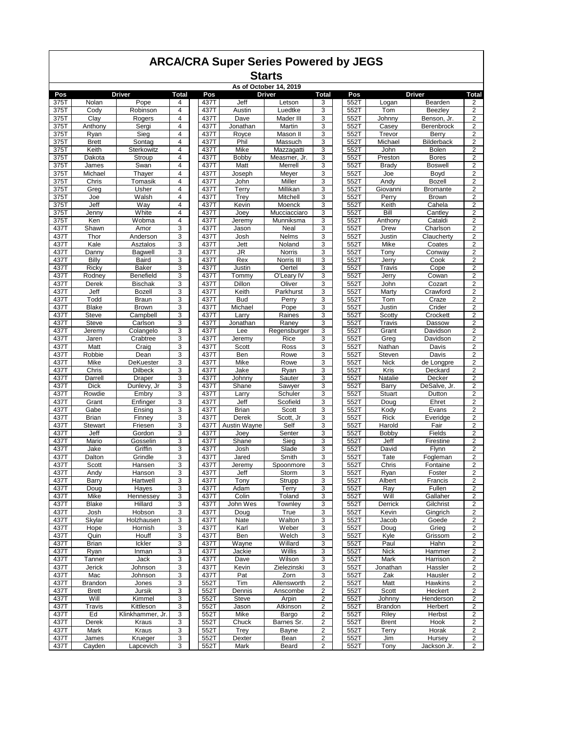# ARCA/CRA Super Series Powered by JEGS

## Starts

As of October 14, 2019

| Pos | Driver | | Total | Pos | Driver | | Total | Pos | Driver | | Total |
|---|---|---|---|---|---|---|---|---|---|---|---|
| 375T | Nolan | Pope | 4 | 437T | Jeff | Letson | 3 | 552T | Logan | Bearden | 2 |
| 375T | Cody | Robinson | 4 | 437T | Austin | Luedtke | 3 | 552T | Tom | Beezley | 2 |
| 375T | Clay | Rogers | 4 | 437T | Dave | Mader III | 3 | 552T | Johnny | Benson, Jr. | 2 |
| 375T | Anthony | Sergi | 4 | 437T | Jonathan | Martin | 3 | 552T | Casey | Berenbrock | 2 |
| 375T | Ryan | Sieg | 4 | 437T | Royce | Mason II | 3 | 552T | Trevor | Berry | 2 |
| 375T | Brett | Sontag | 4 | 437T | Phil | Massuch | 3 | 552T | Michael | Bilderback | 2 |
| 375T | Keith | Sterkowitz | 4 | 437T | Mike | Mazzagatti | 3 | 552T | John | Bolen | 2 |
| 375T | Dakota | Stroup | 4 | 437T | Bobby | Measmer, Jr. | 3 | 552T | Preston | Bores | 2 |
| 375T | James | Swan | 4 | 437T | Matt | Merrell | 3 | 552T | Brady | Boswell | 2 |
| 375T | Michael | Thayer | 4 | 437T | Joseph | Meyer | 3 | 552T | Joe | Boyd | 2 |
| 375T | Chris | Tomasik | 4 | 437T | John | Miller | 3 | 552T | Andy | Bozell | 2 |
| 375T | Greg | Usher | 4 | 437T | Terry | Millikan | 3 | 552T | Giovanni | Bromante | 2 |
| 375T | Joe | Walsh | 4 | 437T | Trey | Mitchell | 3 | 552T | Perry | Brown | 2 |
| 375T | Jeff | Way | 4 | 437T | Kevin | Moenck | 3 | 552T | Keith | Cahela | 2 |
| 375T | Jenny | White | 4 | 437T | Joey | Mucciacciaro | 3 | 552T | Bill | Cantley | 2 |
| 375T | Ken | Wobma | 4 | 437T | Jeremy | Munniksma | 3 | 552T | Anthony | Cataldi | 2 |
| 437T | Shawn | Amor | 3 | 437T | Jason | Neal | 3 | 552T | Drew | Charlson | 2 |
| 437T | Thor | Anderson | 3 | 437T | Josh | Nelms | 3 | 552T | Justin | Claucherty | 2 |
| 437T | Kale | Asztalos | 3 | 437T | Jett | Noland | 3 | 552T | Mike | Coates | 2 |
| 437T | Danny | Bagwell | 3 | 437T | JR | Norris | 3 | 552T | Tony | Conway | 2 |
| 437T | Billy | Baird | 3 | 437T | Rex | Norris III | 3 | 552T | Jerry | Cook | 2 |
| 437T | Ricky | Baker | 3 | 437T | Justin | Oertel | 3 | 552T | Travis | Cope | 2 |
| 437T | Rodney | Benefield | 3 | 437T | Tommy | O'Leary IV | 3 | 552T | Jerry | Cowan | 2 |
| 437T | Derek | Bischak | 3 | 437T | Dillon | Oliver | 3 | 552T | John | Cozart | 2 |
| 437T | Jeff | Bozell | 3 | 437T | Keith | Parkhurst | 3 | 552T | Marty | Crawford | 2 |
| 437T | Todd | Braun | 3 | 437T | Bud | Perry | 3 | 552T | Tom | Craze | 2 |
| 437T | Blake | Brown | 3 | 437T | Michael | Pope | 3 | 552T | Justin | Crider | 2 |
| 437T | Steve | Campbell | 3 | 437T | Larry | Raines | 3 | 552T | Scotty | Crockett | 2 |
| 437T | Steve | Carlson | 3 | 437T | Jonathan | Raney | 3 | 552T | Travis | Dassow | 2 |
| 437T | Jeremy | Colangelo | 3 | 437T | Lee | Regensburger | 3 | 552T | Grant | Davidson | 2 |
| 437T | Jaren | Crabtree | 3 | 437T | Jeremy | Rice | 3 | 552T | Greg | Davidson | 2 |
| 437T | Matt | Craig | 3 | 437T | Scott | Ross | 3 | 552T | Nathan | Davis | 2 |
| 437T | Robbie | Dean | 3 | 437T | Ben | Rowe | 3 | 552T | Steven | Davis | 2 |
| 437T | Mike | DeKuester | 3 | 437T | Mike | Rowe | 3 | 552T | Nick | de Longpre | 2 |
| 437T | Chris | Dilbeck | 3 | 437T | Jake | Ryan | 3 | 552T | Kris | Deckard | 2 |
| 437T | Darrell | Draper | 3 | 437T | Johnny | Sauter | 3 | 552T | Natalie | Decker | 2 |
| 437T | Dick | Dunlevy, Jr | 3 | 437T | Shane | Sawyer | 3 | 552T | Barry | DeSalve, Jr. | 2 |
| 437T | Rowdie | Embry | 3 | 437T | Larry | Schuler | 3 | 552T | Stuart | Dutton | 2 |
| 437T | Grant | Enfinger | 3 | 437T | Jeff | Scofield | 3 | 552T | Doug | Ehret | 2 |
| 437T | Gabe | Ensing | 3 | 437T | Brian | Scott | 3 | 552T | Kody | Evans | 2 |
| 437T | Brian | Finney | 3 | 437T | Derek | Scott, Jr | 3 | 552T | Rick | Everidge | 2 |
| 437T | Stewart | Friesen | 3 | 437T | Austin Wayne | Self | 3 | 552T | Harold | Fair | 2 |
| 437T | Jeff | Gordon | 3 | 437T | Joey | Senter | 3 | 552T | Bobby | Fields | 2 |
| 437T | Mario | Gosselin | 3 | 437T | Shane | Sieg | 3 | 552T | Jeff | Firestine | 2 |
| 437T | Jake | Griffin | 3 | 437T | Josh | Slade | 3 | 552T | David | Flynn | 2 |
| 437T | Dalton | Grindle | 3 | 437T | Jared | Smith | 3 | 552T | Tate | Fogleman | 2 |
| 437T | Scott | Hansen | 3 | 437T | Jeremy | Spoonmore | 3 | 552T | Chris | Fontaine | 2 |
| 437T | Andy | Hanson | 3 | 437T | Jeff | Storm | 3 | 552T | Ryan | Foster | 2 |
| 437T | Barry | Hartwell | 3 | 437T | Tony | Strupp | 3 | 552T | Albert | Francis | 2 |
| 437T | Doug | Hayes | 3 | 437T | Adam | Terry | 3 | 552T | Ray | Fullen | 2 |
| 437T | Mike | Hennessey | 3 | 437T | Colin | Toland | 3 | 552T | Will | Gallaher | 2 |
| 437T | Blake | Hillard | 3 | 437T | John Wes | Townley | 3 | 552T | Derrick | Gilchrist | 2 |
| 437T | Josh | Hobson | 3 | 437T | Doug | True | 3 | 552T | Kevin | Gingrich | 2 |
| 437T | Skylar | Holzhausen | 3 | 437T | Nate | Walton | 3 | 552T | Jacob | Goede | 2 |
| 437T | Hope | Hornish | 3 | 437T | Karl | Weber | 3 | 552T | Doug | Grieg | 2 |
| 437T | Quin | Houff | 3 | 437T | Ben | Welch | 3 | 552T | Kyle | Grissom | 2 |
| 437T | Brian | Ickler | 3 | 437T | Wayne | Willard | 3 | 552T | Paul | Hahn | 2 |
| 437T | Ryan | Inman | 3 | 437T | Jackie | Willis | 3 | 552T | Nick | Hammer | 2 |
| 437T | Tanner | Jack | 3 | 437T | Dave | Wilson | 3 | 552T | Mark | Harrison | 2 |
| 437T | Jerick | Johnson | 3 | 437T | Kevin | Zielezinski | 3 | 552T | Jonathan | Hassler | 2 |
| 437T | Mac | Johnson | 3 | 437T | Pat | Zorn | 3 | 552T | Zak | Hausler | 2 |
| 437T | Brandon | Jones | 3 | 552T | Tim | Allensworth | 2 | 552T | Matt | Hawkins | 2 |
| 437T | Brett | Jursik | 3 | 552T | Dennis | Anscombe | 2 | 552T | Scott | Heckert | 2 |
| 437T | Will | Kimmel | 3 | 552T | Steve | Arpin | 2 | 552T | Johnny | Henderson | 2 |
| 437T | Travis | Kittleson | 3 | 552T | Jason | Atkinson | 2 | 552T | Brandon | Herbert | 2 |
| 437T | Ed | Klinkhammer, Jr. | 3 | 552T | Mike | Bargo | 2 | 552T | Riley | Herbst | 2 |
| 437T | Derek | Kraus | 3 | 552T | Chuck | Barnes Sr. | 2 | 552T | Brent | Hook | 2 |
| 437T | Mark | Kraus | 3 | 552T | Trey | Bayne | 2 | 552T | Terry | Horak | 2 |
| 437T | James | Krueger | 3 | 552T | Dexter | Bean | 2 | 552T | Jim | Hursey | 2 |
| 437T | Cayden | Lapcevich | 3 | 552T | Mark | Beard | 2 | 552T | Tony | Jackson Jr. | 2 |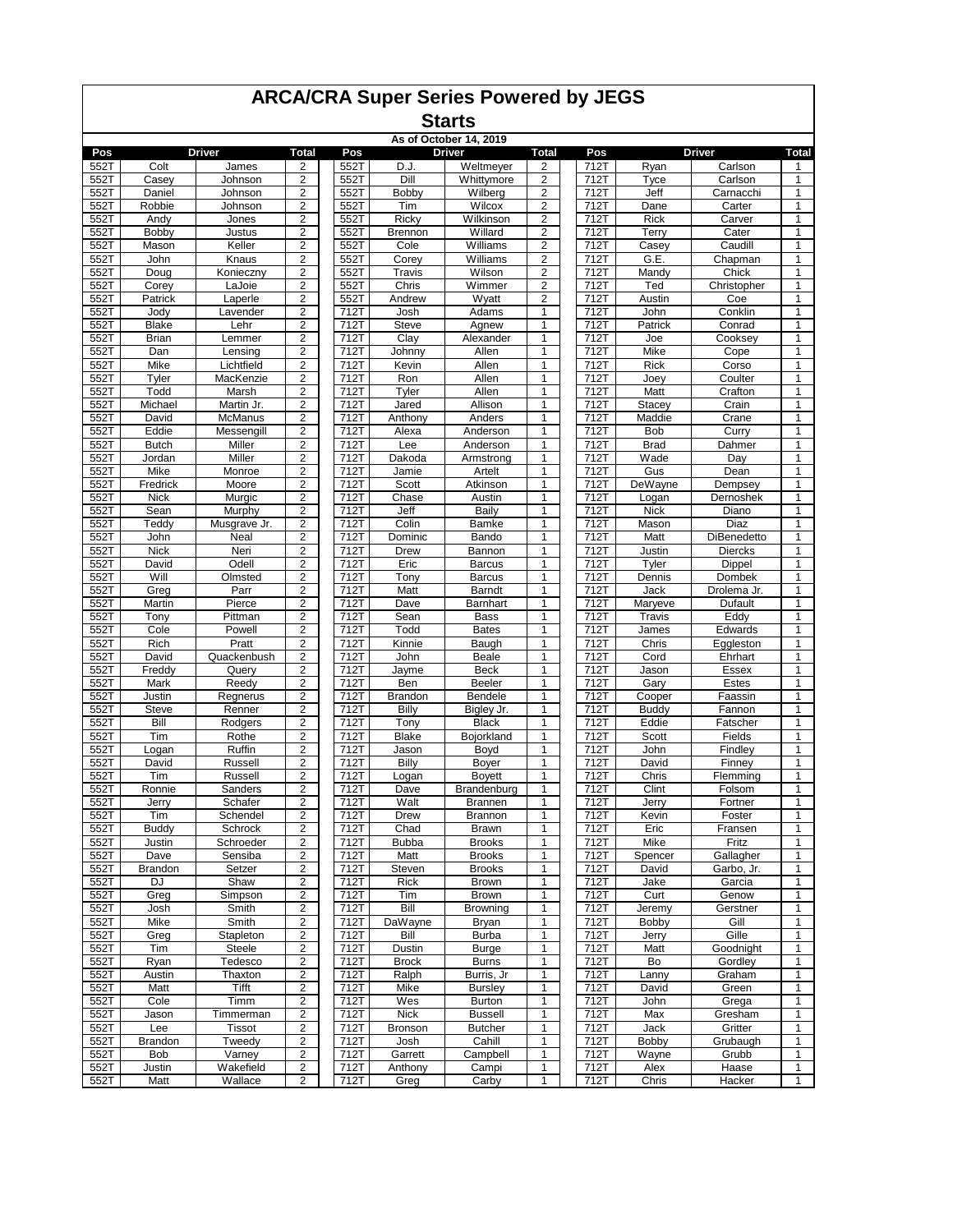# ARCA/CRA Super Series Powered by JEGS

## Starts

### As of October 14, 2019

| Pos | Driver | | Total | Pos | Driver | | Total | Pos | Driver | | Total |
|---|---|---|---|---|---|---|---|---|---|---|---|
| 552T | Colt | James | 2 | 552T | D.J. | Weltmeyer | 2 | 712T | Ryan | Carlson | 1 |
| 552T | Casey | Johnson | 2 | 552T | Dill | Whittymore | 2 | 712T | Tyce | Carlson | 1 |
| 552T | Daniel | Johnson | 2 | 552T | Bobby | Wilberg | 2 | 712T | Jeff | Carnacchi | 1 |
| 552T | Robbie | Johnson | 2 | 552T | Tim | Wilcox | 2 | 712T | Dane | Carter | 1 |
| 552T | Andy | Jones | 2 | 552T | Ricky | Wilkinson | 2 | 712T | Rick | Carver | 1 |
| 552T | Bobby | Justus | 2 | 552T | Brennon | Willard | 2 | 712T | Terry | Cater | 1 |
| 552T | Mason | Keller | 2 | 552T | Cole | Williams | 2 | 712T | Casey | Caudill | 1 |
| 552T | John | Knaus | 2 | 552T | Corey | Williams | 2 | 712T | G.E. | Chapman | 1 |
| 552T | Doug | Konieczny | 2 | 552T | Travis | Wilson | 2 | 712T | Mandy | Chick | 1 |
| 552T | Corey | LaJoie | 2 | 552T | Chris | Wimmer | 2 | 712T | Ted | Christopher | 1 |
| 552T | Patrick | Laperle | 2 | 552T | Andrew | Wyatt | 2 | 712T | Austin | Coe | 1 |
| 552T | Jody | Lavender | 2 | 712T | Josh | Adams | 1 | 712T | John | Conklin | 1 |
| 552T | Blake | Lehr | 2 | 712T | Steve | Agnew | 1 | 712T | Patrick | Conrad | 1 |
| 552T | Brian | Lemmer | 2 | 712T | Clay | Alexander | 1 | 712T | Joe | Cooksey | 1 |
| 552T | Dan | Lensing | 2 | 712T | Johnny | Allen | 1 | 712T | Mike | Cope | 1 |
| 552T | Mike | Lichtfield | 2 | 712T | Kevin | Allen | 1 | 712T | Rick | Corso | 1 |
| 552T | Tyler | MacKenzie | 2 | 712T | Ron | Allen | 1 | 712T | Joey | Coulter | 1 |
| 552T | Todd | Marsh | 2 | 712T | Tyler | Allen | 1 | 712T | Matt | Crafton | 1 |
| 552T | Michael | Martin Jr. | 2 | 712T | Jared | Allison | 1 | 712T | Stacey | Crain | 1 |
| 552T | David | McManus | 2 | 712T | Anthony | Anders | 1 | 712T | Maddie | Crane | 1 |
| 552T | Eddie | Messengill | 2 | 712T | Alexa | Anderson | 1 | 712T | Bob | Curry | 1 |
| 552T | Butch | Miller | 2 | 712T | Lee | Anderson | 1 | 712T | Brad | Dahmer | 1 |
| 552T | Jordan | Miller | 2 | 712T | Dakoda | Armstrong | 1 | 712T | Wade | Day | 1 |
| 552T | Mike | Monroe | 2 | 712T | Jamie | Artelt | 1 | 712T | Gus | Dean | 1 |
| 552T | Fredrick | Moore | 2 | 712T | Scott | Atkinson | 1 | 712T | DeWayne | Dempsey | 1 |
| 552T | Nick | Murgic | 2 | 712T | Chase | Austin | 1 | 712T | Logan | Dernoshek | 1 |
| 552T | Sean | Murphy | 2 | 712T | Jeff | Baily | 1 | 712T | Nick | Diano | 1 |
| 552T | Teddy | Musgrave Jr. | 2 | 712T | Colin | Bamke | 1 | 712T | Mason | Diaz | 1 |
| 552T | John | Neal | 2 | 712T | Dominic | Bando | 1 | 712T | Matt | DiBenedetto | 1 |
| 552T | Nick | Neri | 2 | 712T | Drew | Bannon | 1 | 712T | Justin | Diercks | 1 |
| 552T | David | Odell | 2 | 712T | Eric | Barcus | 1 | 712T | Tyler | Dippel | 1 |
| 552T | Will | Olmsted | 2 | 712T | Tony | Barcus | 1 | 712T | Dennis | Dombek | 1 |
| 552T | Greg | Parr | 2 | 712T | Matt | Barndt | 1 | 712T | Jack | Drolema Jr. | 1 |
| 552T | Martin | Pierce | 2 | 712T | Dave | Barnhart | 1 | 712T | Maryeve | Dufault | 1 |
| 552T | Tony | Pittman | 2 | 712T | Sean | Bass | 1 | 712T | Travis | Eddy | 1 |
| 552T | Cole | Powell | 2 | 712T | Todd | Bates | 1 | 712T | James | Edwards | 1 |
| 552T | Rich | Pratt | 2 | 712T | Kinnie | Baugh | 1 | 712T | Chris | Eggleston | 1 |
| 552T | David | Quackenbush | 2 | 712T | John | Beale | 1 | 712T | Cord | Ehrhart | 1 |
| 552T | Freddy | Query | 2 | 712T | Jayme | Beck | 1 | 712T | Jason | Essex | 1 |
| 552T | Mark | Reedy | 2 | 712T | Ben | Beeler | 1 | 712T | Gary | Estes | 1 |
| 552T | Justin | Regnerus | 2 | 712T | Brandon | Bendele | 1 | 712T | Cooper | Faassin | 1 |
| 552T | Steve | Renner | 2 | 712T | Billy | Bigley Jr. | 1 | 712T | Buddy | Fannon | 1 |
| 552T | Bill | Rodgers | 2 | 712T | Tony | Black | 1 | 712T | Eddie | Fatscher | 1 |
| 552T | Tim | Rothe | 2 | 712T | Blake | Bojorkland | 1 | 712T | Scott | Fields | 1 |
| 552T | Logan | Ruffin | 2 | 712T | Jason | Boyd | 1 | 712T | John | Findley | 1 |
| 552T | David | Russell | 2 | 712T | Billy | Boyer | 1 | 712T | David | Finney | 1 |
| 552T | Tim | Russell | 2 | 712T | Logan | Boyett | 1 | 712T | Chris | Flemming | 1 |
| 552T | Ronnie | Sanders | 2 | 712T | Dave | Brandenburg | 1 | 712T | Clint | Folsom | 1 |
| 552T | Jerry | Schafer | 2 | 712T | Walt | Brannen | 1 | 712T | Jerry | Fortner | 1 |
| 552T | Tim | Schendel | 2 | 712T | Drew | Brannon | 1 | 712T | Kevin | Foster | 1 |
| 552T | Buddy | Schrock | 2 | 712T | Chad | Brawn | 1 | 712T | Eric | Fransen | 1 |
| 552T | Justin | Schroeder | 2 | 712T | Bubba | Brooks | 1 | 712T | Mike | Fritz | 1 |
| 552T | Dave | Sensiba | 2 | 712T | Matt | Brooks | 1 | 712T | Spencer | Gallagher | 1 |
| 552T | Brandon | Setzer | 2 | 712T | Steven | Brooks | 1 | 712T | David | Garbo, Jr. | 1 |
| 552T | DJ | Shaw | 2 | 712T | Rick | Brown | 1 | 712T | Jake | Garcia | 1 |
| 552T | Greg | Simpson | 2 | 712T | Tim | Brown | 1 | 712T | Curt | Genow | 1 |
| 552T | Josh | Smith | 2 | 712T | Bill | Browning | 1 | 712T | Jeremy | Gerstner | 1 |
| 552T | Mike | Smith | 2 | 712T | DaWayne | Bryan | 1 | 712T | Bobby | Gill | 1 |
| 552T | Greg | Stapleton | 2 | 712T | Bill | Burba | 1 | 712T | Jerry | Gille | 1 |
| 552T | Tim | Steele | 2 | 712T | Dustin | Burge | 1 | 712T | Matt | Goodnight | 1 |
| 552T | Ryan | Tedesco | 2 | 712T | Brock | Burns | 1 | 712T | Bo | Gordley | 1 |
| 552T | Austin | Thaxton | 2 | 712T | Ralph | Burris, Jr | 1 | 712T | Lanny | Graham | 1 |
| 552T | Matt | Tifft | 2 | 712T | Mike | Bursley | 1 | 712T | David | Green | 1 |
| 552T | Cole | Timm | 2 | 712T | Wes | Burton | 1 | 712T | John | Grega | 1 |
| 552T | Jason | Timmerman | 2 | 712T | Nick | Bussell | 1 | 712T | Max | Gresham | 1 |
| 552T | Lee | Tissot | 2 | 712T | Bronson | Butcher | 1 | 712T | Jack | Gritter | 1 |
| 552T | Brandon | Tweedy | 2 | 712T | Josh | Cahill | 1 | 712T | Bobby | Grubaugh | 1 |
| 552T | Bob | Varney | 2 | 712T | Garrett | Campbell | 1 | 712T | Wayne | Grubb | 1 |
| 552T | Justin | Wakefield | 2 | 712T | Anthony | Campi | 1 | 712T | Alex | Haase | 1 |
| 552T | Matt | Wallace | 2 | 712T | Greg | Carby | 1 | 712T | Chris | Hacker | 1 |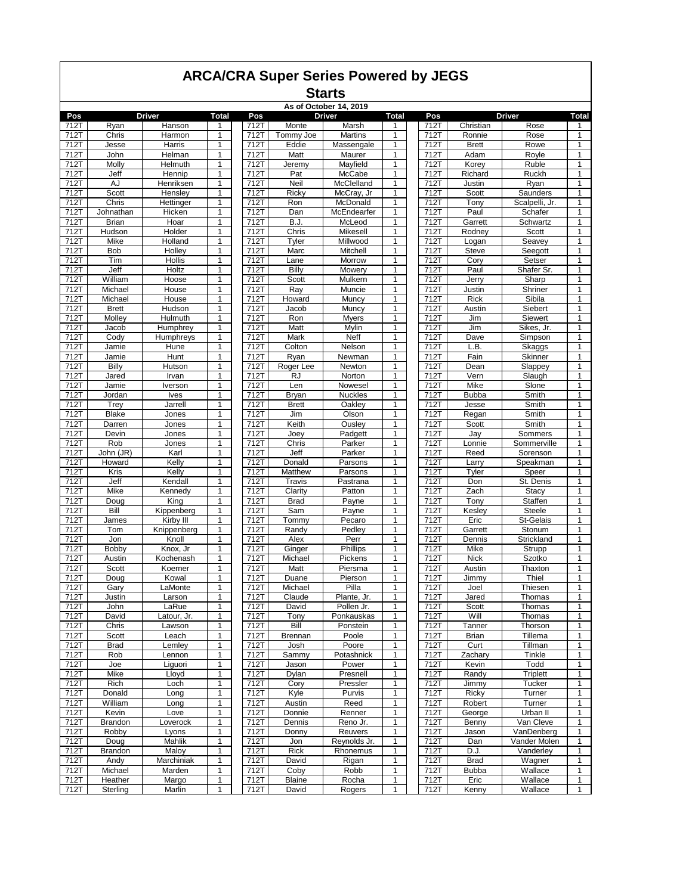# ARCA/CRA Super Series Powered by JEGS

## Starts

### As of October 14, 2019

| Pos | Driver | | Total | Pos | Driver | | Total | Pos | Driver | | Total |
|---|---|---|---|---|---|---|---|---|---|---|---|
| 712T | Ryan | Hanson | 1 | 712T | Monte | Marsh | 1 | 712T | Christian | Rose | 1 |
| 712T | Chris | Harmon | 1 | 712T | Tommy Joe | Martins | 1 | 712T | Ronnie | Rose | 1 |
| 712T | Jesse | Harris | 1 | 712T | Eddie | Massengale | 1 | 712T | Brett | Rowe | 1 |
| 712T | John | Helman | 1 | 712T | Matt | Maurer | 1 | 712T | Adam | Royle | 1 |
| 712T | Molly | Helmuth | 1 | 712T | Jeremy | Mayfield | 1 | 712T | Korey | Ruble | 1 |
| 712T | Jeff | Hennip | 1 | 712T | Pat | McCabe | 1 | 712T | Richard | Ruckh | 1 |
| 712T | AJ | Henriksen | 1 | 712T | Neil | McClelland | 1 | 712T | Justin | Ryan | 1 |
| 712T | Scott | Hensley | 1 | 712T | Ricky | McCray, Jr | 1 | 712T | Scott | Saunders | 1 |
| 712T | Chris | Hettinger | 1 | 712T | Ron | McDonald | 1 | 712T | Tony | Scalpelli, Jr. | 1 |
| 712T | Johnathan | Hicken | 1 | 712T | Dan | McEndearfer | 1 | 712T | Paul | Schafer | 1 |
| 712T | Brian | Hoar | 1 | 712T | B.J. | McLeod | 1 | 712T | Garrett | Schwartz | 1 |
| 712T | Hudson | Holder | 1 | 712T | Chris | Mikesell | 1 | 712T | Rodney | Scott | 1 |
| 712T | Mike | Holland | 1 | 712T | Tyler | Millwood | 1 | 712T | Logan | Seavey | 1 |
| 712T | Bob | Holley | 1 | 712T | Marc | Mitchell | 1 | 712T | Steve | Seegott | 1 |
| 712T | Tim | Hollis | 1 | 712T | Lane | Morrow | 1 | 712T | Cory | Setser | 1 |
| 712T | Jeff | Holtz | 1 | 712T | Billy | Mowery | 1 | 712T | Paul | Shafer Sr. | 1 |
| 712T | William | Hoose | 1 | 712T | Scott | Mulkern | 1 | 712T | Jerry | Sharp | 1 |
| 712T | Michael | House | 1 | 712T | Ray | Muncie | 1 | 712T | Justin | Shriner | 1 |
| 712T | Michael | House | 1 | 712T | Howard | Muncy | 1 | 712T | Rick | Sibila | 1 |
| 712T | Brett | Hudson | 1 | 712T | Jacob | Muncy | 1 | 712T | Austin | Siebert | 1 |
| 712T | Molley | Hulmuth | 1 | 712T | Ron | Myers | 1 | 712T | Jim | Siewert | 1 |
| 712T | Jacob | Humphrey | 1 | 712T | Matt | Mylin | 1 | 712T | Jim | Sikes, Jr. | 1 |
| 712T | Cody | Humphreys | 1 | 712T | Mark | Neff | 1 | 712T | Dave | Simpson | 1 |
| 712T | Jamie | Hune | 1 | 712T | Colton | Nelson | 1 | 712T | L.B. | Skaggs | 1 |
| 712T | Jamie | Hunt | 1 | 712T | Ryan | Newman | 1 | 712T | Fain | Skinner | 1 |
| 712T | Billy | Hutson | 1 | 712T | Roger Lee | Newton | 1 | 712T | Dean | Slappey | 1 |
| 712T | Jared | Irvan | 1 | 712T | RJ | Norton | 1 | 712T | Vern | Slaugh | 1 |
| 712T | Jamie | Iverson | 1 | 712T | Len | Nowesel | 1 | 712T | Mike | Slone | 1 |
| 712T | Jordan | Ives | 1 | 712T | Bryan | Nuckles | 1 | 712T | Bubba | Smith | 1 |
| 712T | Trey | Jarrell | 1 | 712T | Brett | Oakley | 1 | 712T | Jesse | Smith | 1 |
| 712T | Blake | Jones | 1 | 712T | Jim | Olson | 1 | 712T | Regan | Smith | 1 |
| 712T | Darren | Jones | 1 | 712T | Keith | Ousley | 1 | 712T | Scott | Smith | 1 |
| 712T | Devin | Jones | 1 | 712T | Joey | Padgett | 1 | 712T | Jay | Sommers | 1 |
| 712T | Rob | Jones | 1 | 712T | Chris | Parker | 1 | 712T | Lonnie | Sommerville | 1 |
| 712T | John (JR) | Karl | 1 | 712T | Jeff | Parker | 1 | 712T | Reed | Sorenson | 1 |
| 712T | Howard | Kelly | 1 | 712T | Donald | Parsons | 1 | 712T | Larry | Speakman | 1 |
| 712T | Kris | Kelly | 1 | 712T | Matthew | Parsons | 1 | 712T | Tyler | Speer | 1 |
| 712T | Jeff | Kendall | 1 | 712T | Travis | Pastrana | 1 | 712T | Don | St. Denis | 1 |
| 712T | Mike | Kennedy | 1 | 712T | Clarity | Patton | 1 | 712T | Zach | Stacy | 1 |
| 712T | Doug | King | 1 | 712T | Brad | Payne | 1 | 712T | Tony | Staffen | 1 |
| 712T | Bill | Kippenberg | 1 | 712T | Sam | Payne | 1 | 712T | Kesley | Steele | 1 |
| 712T | James | Kirby III | 1 | 712T | Tommy | Pecaro | 1 | 712T | Eric | St-Gelais | 1 |
| 712T | Tom | Knippenberg | 1 | 712T | Randy | Pedley | 1 | 712T | Garrett | Stonum | 1 |
| 712T | Jon | Knoll | 1 | 712T | Alex | Perr | 1 | 712T | Dennis | Strickland | 1 |
| 712T | Bobby | Knox, Jr | 1 | 712T | Ginger | Phillips | 1 | 712T | Mike | Strupp | 1 |
| 712T | Austin | Kochenash | 1 | 712T | Michael | Pickens | 1 | 712T | Nick | Szotko | 1 |
| 712T | Scott | Koerner | 1 | 712T | Matt | Piersma | 1 | 712T | Austin | Thaxton | 1 |
| 712T | Doug | Kowal | 1 | 712T | Duane | Pierson | 1 | 712T | Jimmy | Thiel | 1 |
| 712T | Gary | LaMonte | 1 | 712T | Michael | Pilla | 1 | 712T | Joel | Thiesen | 1 |
| 712T | Justin | Larson | 1 | 712T | Claude | Plante, Jr. | 1 | 712T | Jared | Thomas | 1 |
| 712T | John | LaRue | 1 | 712T | David | Pollen Jr. | 1 | 712T | Scott | Thomas | 1 |
| 712T | David | Latour, Jr. | 1 | 712T | Tony | Ponkauskas | 1 | 712T | Will | Thomas | 1 |
| 712T | Chris | Lawson | 1 | 712T | Bill | Ponstein | 1 | 712T | Tanner | Thorson | 1 |
| 712T | Scott | Leach | 1 | 712T | Brennan | Poole | 1 | 712T | Brian | Tillema | 1 |
| 712T | Brad | Lemley | 1 | 712T | Josh | Poore | 1 | 712T | Curt | Tillman | 1 |
| 712T | Rob | Lennon | 1 | 712T | Sammy | Potashnick | 1 | 712T | Zachary | Tinkle | 1 |
| 712T | Joe | Liguori | 1 | 712T | Jason | Power | 1 | 712T | Kevin | Todd | 1 |
| 712T | Mike | Lloyd | 1 | 712T | Dylan | Presnell | 1 | 712T | Randy | Triplett | 1 |
| 712T | Rich | Loch | 1 | 712T | Cory | Pressler | 1 | 712T | Jimmy | Tucker | 1 |
| 712T | Donald | Long | 1 | 712T | Kyle | Purvis | 1 | 712T | Ricky | Turner | 1 |
| 712T | William | Long | 1 | 712T | Austin | Reed | 1 | 712T | Robert | Turner | 1 |
| 712T | Kevin | Love | 1 | 712T | Donnie | Renner | 1 | 712T | George | Urban II | 1 |
| 712T | Brandon | Loverock | 1 | 712T | Dennis | Reno Jr. | 1 | 712T | Benny | Van Cleve | 1 |
| 712T | Robby | Lyons | 1 | 712T | Donny | Reuvers | 1 | 712T | Jason | VanDenberg | 1 |
| 712T | Doug | Mahlik | 1 | 712T | Jon | Reynolds Jr. | 1 | 712T | Dan | Vander Molen | 1 |
| 712T | Brandon | Maloy | 1 | 712T | Rick | Rhonemus | 1 | 712T | D.J. | Vanderley | 1 |
| 712T | Andy | Marchiniak | 1 | 712T | David | Rigan | 1 | 712T | Brad | Wagner | 1 |
| 712T | Michael | Marden | 1 | 712T | Coby | Robb | 1 | 712T | Bubba | Wallace | 1 |
| 712T | Heather | Margo | 1 | 712T | Blaine | Rocha | 1 | 712T | Eric | Wallace | 1 |
| 712T | Sterling | Marlin | 1 | 712T | David | Rogers | 1 | 712T | Kenny | Wallace | 1 |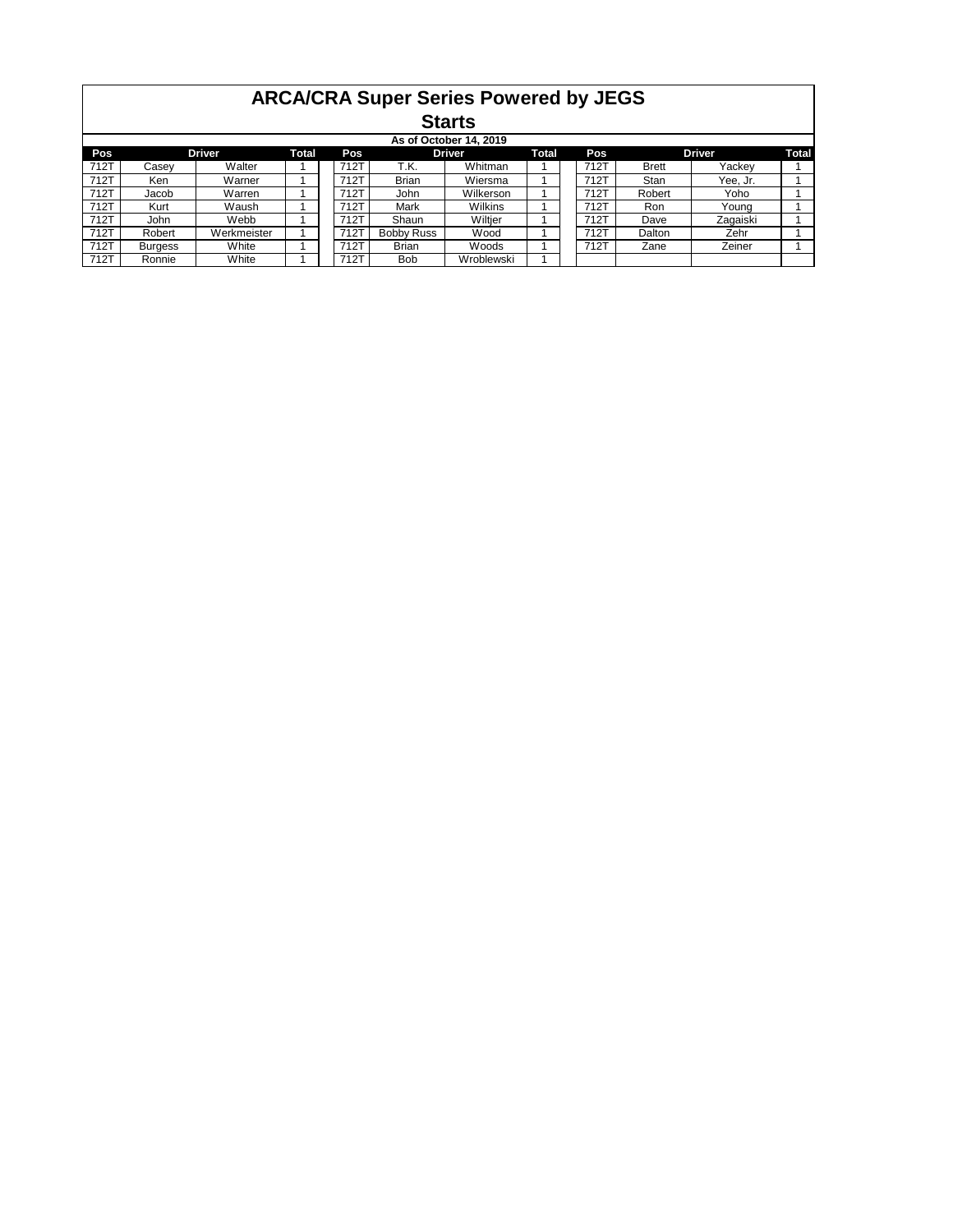# ARCA/CRA Super Series Powered by JEGS

## Starts

**As of October 14, 2019**

| Pos | Driver | | Total | | Pos | Driver | | Total | | Pos | Driver | | Total |
|---|---|---|---|---|---|---|---|---|---|---|---|---|---|
| 712T | Casey | Walter | 1 | | 712T | T.K. | Whitman | 1 | | 712T | Brett | Yackey | 1 |
| 712T | Ken | Warner | 1 | | 712T | Brian | Wiersma | 1 | | 712T | Stan | Yee, Jr. | 1 |
| 712T | Jacob | Warren | 1 | | 712T | John | Wilkerson | 1 | | 712T | Robert | Yoho | 1 |
| 712T | Kurt | Waush | 1 | | 712T | Mark | Wilkins | 1 | | 712T | Ron | Young | 1 |
| 712T | John | Webb | 1 | | 712T | Shaun | Wiltjer | 1 | | 712T | Dave | Zagaiski | 1 |
| 712T | Robert | Werkmeister | 1 | | 712T | Bobby Russ | Wood | 1 | | 712T | Dalton | Zehr | 1 |
| 712T | Burgess | White | 1 | | 712T | Brian | Woods | 1 | | 712T | Zane | Zeiner | 1 |
| 712T | Ronnie | White | 1 | | 712T | Bob | Wroblewski | 1 | | | | | |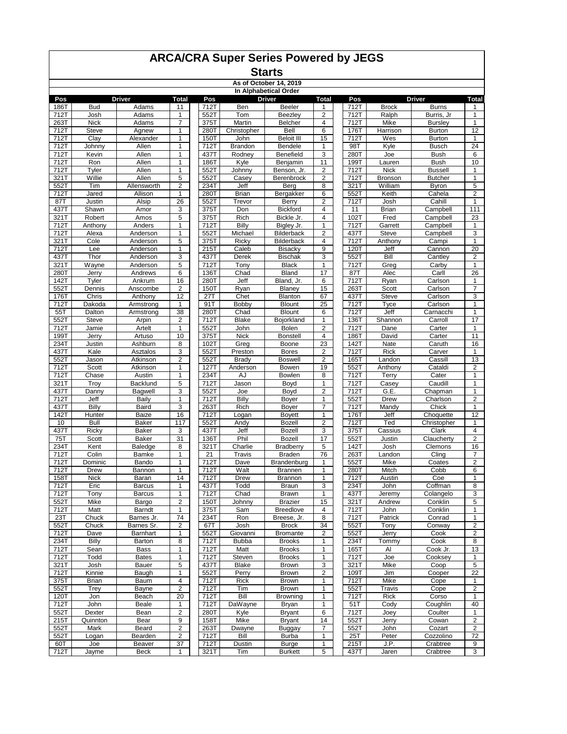# ARCA/CRA Super Series Powered by JEGS

## Starts

**As of October 14, 2019**

**In Alphabetical Order**

| Pos | Driver | | Total | Pos | Driver | | Total | Pos | Driver | | Total |
|---|---|---|---|---|---|---|---|---|---|---|---|
| 186T | Bud | Adams | 11 | 712T | Ben | Beeler | 1 | 712T | Brock | Burns | 1 |
| 712T | Josh | Adams | 1 | 552T | Tom | Beezley | 2 | 712T | Ralph | Burris, Jr | 1 |
| 263T | Nick | Adams | 7 | 375T | Martin | Belcher | 4 | 712T | Mike | Bursley | 1 |
| 712T | Steve | Agnew | 1 | 280T | Christopher | Bell | 6 | 176T | Harrison | Burton | 12 |
| 712T | Clay | Alexander | 1 | 150T | John | Beloit III | 15 | 712T | Wes | Burton | 1 |
| 712T | Johnny | Allen | 1 | 712T | Brandon | Bendele | 1 | 98T | Kyle | Busch | 24 |
| 712T | Kevin | Allen | 1 | 437T | Rodney | Benefield | 3 | 280T | Joe | Bush | 6 |
| 712T | Ron | Allen | 1 | 186T | Kyle | Benjamin | 11 | 199T | Lauren | Bush | 10 |
| 712T | Tyler | Allen | 1 | 552T | Johnny | Benson, Jr. | 2 | 712T | Nick | Bussell | 1 |
| 321T | Willie | Allen | 5 | 552T | Casey | Berenbrock | 2 | 712T | Bronson | Butcher | 1 |
| 552T | Tim | Allensworth | 2 | 234T | Jeff | Berg | 8 | 321T | William | Byron | 5 |
| 712T | Jared | Allison | 1 | 280T | Brian | Bergakker | 6 | 552T | Keith | Cahela | 2 |
| 87T | Justin | Alsip | 26 | 552T | Trevor | Berry | 2 | 712T | Josh | Cahill | 1 |
| 437T | Shawn | Amor | 3 | 375T | Don | Bickford | 4 | 11 | Brian | Campbell | 111 |
| 321T | Robert | Amos | 5 | 375T | Rich | Bickle Jr. | 4 | 102T | Fred | Campbell | 23 |
| 712T | Anthony | Anders | 1 | 712T | Billy | Bigley Jr. | 1 | 712T | Garrett | Campbell | 1 |
| 712T | Alexa | Anderson | 1 | 552T | Michael | Bilderback | 2 | 437T | Steve | Campbell | 3 |
| 321T | Cole | Anderson | 5 | 375T | Ricky | Bilderback | 4 | 712T | Anthony | Campi | 1 |
| 712T | Lee | Anderson | 1 | 215T | Caleb | Bisacky | 9 | 120T | Jeff | Cannon | 20 |
| 437T | Thor | Anderson | 3 | 437T | Derek | Bischak | 3 | 552T | Bill | Cantley | 2 |
| 321T | Wayne | Anderson | 5 | 712T | Tony | Black | 1 | 712T | Greg | Carby | 1 |
| 280T | Jerry | Andrews | 6 | 136T | Chad | Bland | 17 | 87T | Alec | Carll | 26 |
| 142T | Tyler | Ankrum | 16 | 280T | Jeff | Bland, Jr. | 6 | 712T | Ryan | Carlson | 1 |
| 552T | Dennis | Anscombe | 2 | 150T | Ryan | Blaney | 15 | 263T | Scott | Carlson | 7 |
| 176T | Chris | Anthony | 12 | 27T | Chet | Blanton | 67 | 437T | Steve | Carlson | 3 |
| 712T | Dakoda | Armstrong | 1 | 91T | Bobby | Blount | 25 | 712T | Tyce | Carlson | 1 |
| 55T | Dalton | Armstrong | 38 | 280T | Chad | Blount | 6 | 712T | Jeff | Carnacchi | 1 |
| 552T | Steve | Arpin | 2 | 712T | Blake | Bojorkland | 1 | 136T | Shannon | Carroll | 17 |
| 712T | Jamie | Artelt | 1 | 552T | John | Bolen | 2 | 712T | Dane | Carter | 1 |
| 199T | Jerry | Artuso | 10 | 375T | Nick | Bonstell | 4 | 186T | David | Carter | 11 |
| 234T | Justin | Ashburn | 8 | 102T | Greg | Boone | 23 | 142T | Nate | Caruth | 16 |
| 437T | Kale | Asztalos | 3 | 552T | Preston | Bores | 2 | 712T | Rick | Carver | 1 |
| 552T | Jason | Atkinson | 2 | 552T | Brady | Boswell | 2 | 165T | Landon | Cassill | 13 |
| 712T | Scott | Atkinson | 1 | 127T | Anderson | Bowen | 19 | 552T | Anthony | Cataldi | 2 |
| 712T | Chase | Austin | 1 | 234T | AJ | Bowlen | 8 | 712T | Terry | Cater | 1 |
| 321T | Troy | Backlund | 5 | 712T | Jason | Boyd | 1 | 712T | Casey | Caudill | 1 |
| 437T | Danny | Bagwell | 3 | 552T | Joe | Boyd | 2 | 712T | G.E. | Chapman | 1 |
| 712T | Jeff | Baily | 1 | 712T | Billy | Boyer | 1 | 552T | Drew | Charlson | 2 |
| 437T | Billy | Baird | 3 | 263T | Rich | Boyer | 7 | 712T | Mandy | Chick | 1 |
| 142T | Hunter | Baize | 16 | 712T | Logan | Boyett | 1 | 176T | Jeff | Choquette | 12 |
| 10 | Bull | Baker | 117 | 552T | Andy | Bozell | 2 | 712T | Ted | Christopher | 1 |
| 437T | Ricky | Baker | 3 | 437T | Jeff | Bozell | 3 | 375T | Cassius | Clark | 4 |
| 75T | Scott | Baker | 31 | 136T | Phil | Bozell | 17 | 552T | Justin | Claucherty | 2 |
| 234T | Kent | Baledge | 8 | 321T | Charlie | Bradberry | 5 | 142T | Josh | Clemons | 16 |
| 712T | Colin | Bamke | 1 | 21 | Travis | Braden | 76 | 263T | Landon | Cling | 7 |
| 712T | Dominic | Bando | 1 | 712T | Dave | Brandenburg | 1 | 552T | Mike | Coates | 2 |
| 712T | Drew | Bannon | 1 | 712T | Walt | Brannen | 1 | 280T | Mitch | Cobb | 6 |
| 158T | Nick | Baran | 14 | 712T | Drew | Brannon | 1 | 712T | Austin | Coe | 1 |
| 712T | Eric | Barcus | 1 | 437T | Todd | Braun | 3 | 234T | John | Coffman | 8 |
| 712T | Tony | Barcus | 1 | 712T | Chad | Brawn | 1 | 437T | Jeremy | Colangelo | 3 |
| 552T | Mike | Bargo | 2 | 150T | Johnny | Brazier | 15 | 321T | Andrew | Conklin | 5 |
| 712T | Matt | Barndt | 1 | 375T | Sam | Breedlove | 4 | 712T | John | Conklin | 1 |
| 23T | Chuck | Barnes Jr. | 74 | 234T | Ron | Breese, Jr. | 8 | 712T | Patrick | Conrad | 1 |
| 552T | Chuck | Barnes Sr. | 2 | 67T | Josh | Brock | 34 | 552T | Tony | Conway | 2 |
| 712T | Dave | Barnhart | 1 | 552T | Giovanni | Bromante | 2 | 552T | Jerry | Cook | 2 |
| 234T | Billy | Barton | 8 | 712T | Bubba | Brooks | 1 | 234T | Tommy | Cook | 8 |
| 712T | Sean | Bass | 1 | 712T | Matt | Brooks | 1 | 165T | Al | Cook Jr. | 13 |
| 712T | Todd | Bates | 1 | 712T | Steven | Brooks | 1 | 712T | Joe | Cooksey | 1 |
| 321T | Josh | Bauer | 5 | 437T | Blake | Brown | 3 | 321T | Mike | Coop | 5 |
| 712T | Kinnie | Baugh | 1 | 552T | Perry | Brown | 2 | 109T | Jim | Cooper | 22 |
| 375T | Brian | Baum | 4 | 712T | Rick | Brown | 1 | 712T | Mike | Cope | 1 |
| 552T | Trey | Bayne | 2 | 712T | Tim | Brown | 1 | 552T | Travis | Cope | 2 |
| 120T | Jon | Beach | 20 | 712T | Bill | Browning | 1 | 712T | Rick | Corso | 1 |
| 712T | John | Beale | 1 | 712T | DaWayne | Bryan | 1 | 51T | Cody | Coughlin | 40 |
| 552T | Dexter | Bean | 2 | 280T | Kyle | Bryant | 6 | 712T | Joey | Coulter | 1 |
| 215T | Quinnton | Bear | 9 | 158T | Mike | Bryant | 14 | 552T | Jerry | Cowan | 2 |
| 552T | Mark | Beard | 2 | 263T | Dwayne | Buggay | 7 | 552T | John | Cozart | 2 |
| 552T | Logan | Bearden | 2 | 712T | Bill | Burba | 1 | 25T | Peter | Cozzolino | 72 |
| 60T | Joe | Beaver | 37 | 712T | Dustin | Burge | 1 | 215T | J.P. | Crabtree | 9 |
| 712T | Jayme | Beck | 1 | 321T | Tim | Burkett | 5 | 437T | Jaren | Crabtree | 3 |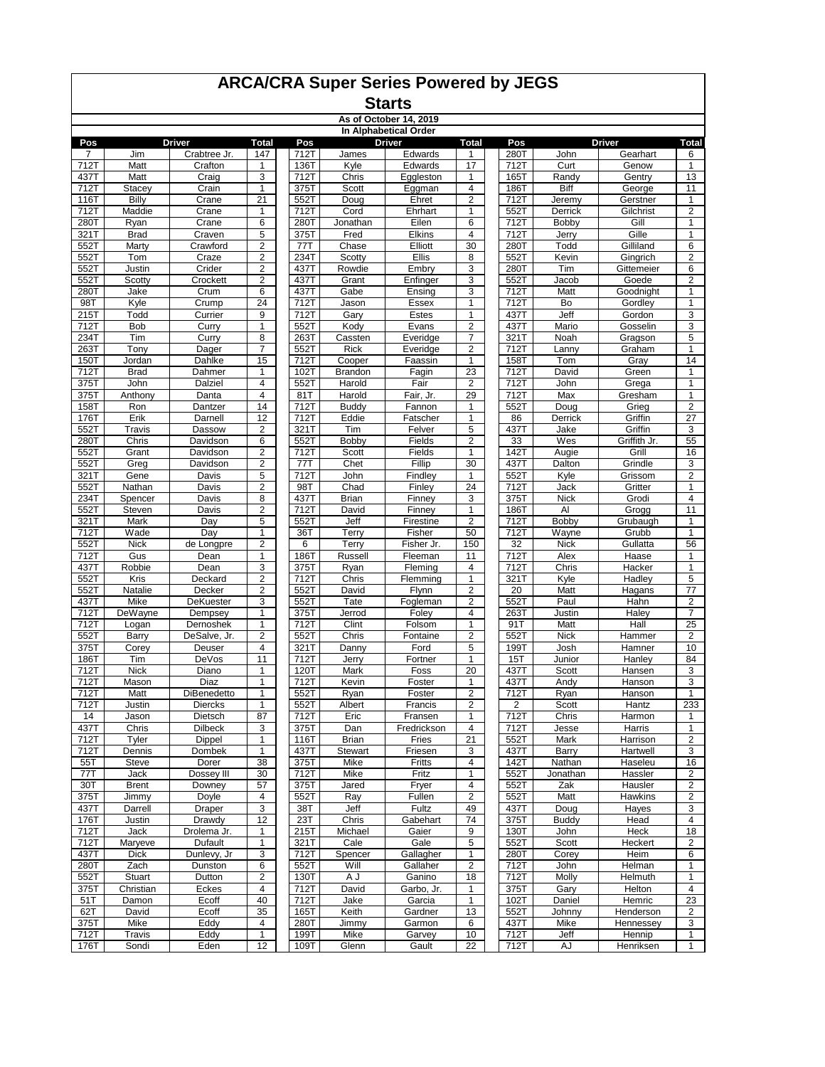# ARCA/CRA Super Series Powered by JEGS

## Starts

### As of October 14, 2019

#### In Alphabetical Order

| Pos | Driver | | Total | Pos | Driver | | Total | Pos | Driver | | Total |
|---|---|---|---|---|---|---|---|---|---|---|---|
| 7 | Jim | Crabtree Jr. | 147 | 712T | James | Edwards | 1 | 280T | John | Gearhart | 6 |
| 712T | Matt | Crafton | 1 | 136T | Kyle | Edwards | 17 | 712T | Curt | Genow | 1 |
| 437T | Matt | Craig | 3 | 712T | Chris | Eggleston | 1 | 165T | Randy | Gentry | 13 |
| 712T | Stacey | Crain | 1 | 375T | Scott | Eggman | 4 | 186T | Biff | George | 11 |
| 116T | Billy | Crane | 21 | 552T | Doug | Ehret | 2 | 712T | Jeremy | Gerstner | 1 |
| 712T | Maddie | Crane | 1 | 712T | Cord | Ehrhart | 1 | 552T | Derrick | Gilchrist | 2 |
| 280T | Ryan | Crane | 6 | 280T | Jonathan | Eilen | 6 | 712T | Bobby | Gill | 1 |
| 321T | Brad | Craven | 5 | 375T | Fred | Elkins | 4 | 712T | Jerry | Gille | 1 |
| 552T | Marty | Crawford | 2 | 77T | Chase | Elliott | 30 | 280T | Todd | Gilliland | 6 |
| 552T | Tom | Craze | 2 | 234T | Scotty | Ellis | 8 | 552T | Kevin | Gingrich | 2 |
| 552T | Justin | Crider | 2 | 437T | Rowdie | Embry | 3 | 280T | Tim | Gittemeier | 6 |
| 552T | Scotty | Crockett | 2 | 437T | Grant | Enfinger | 3 | 552T | Jacob | Goede | 2 |
| 280T | Jake | Crum | 6 | 437T | Gabe | Ensing | 3 | 712T | Matt | Goodnight | 1 |
| 98T | Kyle | Crump | 24 | 712T | Jason | Essex | 1 | 712T | Bo | Gordley | 1 |
| 215T | Todd | Currier | 9 | 712T | Gary | Estes | 1 | 437T | Jeff | Gordon | 3 |
| 712T | Bob | Curry | 1 | 552T | Kody | Evans | 2 | 437T | Mario | Gosselin | 3 |
| 234T | Tim | Curry | 8 | 263T | Cassten | Everidge | 7 | 321T | Noah | Gragson | 5 |
| 263T | Tony | Dager | 7 | 552T | Rick | Everidge | 2 | 712T | Lanny | Graham | 1 |
| 150T | Jordan | Dahlke | 15 | 712T | Cooper | Faassin | 1 | 158T | Tom | Gray | 14 |
| 712T | Brad | Dahmer | 1 | 102T | Brandon | Fagin | 23 | 712T | David | Green | 1 |
| 375T | John | Dalziel | 4 | 552T | Harold | Fair | 2 | 712T | John | Grega | 1 |
| 375T | Anthony | Danta | 4 | 81T | Harold | Fair, Jr. | 29 | 712T | Max | Gresham | 1 |
| 158T | Ron | Dantzer | 14 | 712T | Buddy | Fannon | 1 | 552T | Doug | Grieg | 2 |
| 176T | Erik | Darnell | 12 | 712T | Eddie | Fatscher | 1 | 86 | Derrick | Griffin | 27 |
| 552T | Travis | Dassow | 2 | 321T | Tim | Felver | 5 | 437T | Jake | Griffin | 3 |
| 280T | Chris | Davidson | 6 | 552T | Bobby | Fields | 2 | 33 | Wes | Griffith Jr. | 55 |
| 552T | Grant | Davidson | 2 | 712T | Scott | Fields | 1 | 142T | Augie | Grill | 16 |
| 552T | Greg | Davidson | 2 | 77T | Chet | Fillip | 30 | 437T | Dalton | Grindle | 3 |
| 321T | Gene | Davis | 5 | 712T | John | Findley | 1 | 552T | Kyle | Grissom | 2 |
| 552T | Nathan | Davis | 2 | 98T | Chad | Finley | 24 | 712T | Jack | Gritter | 1 |
| 234T | Spencer | Davis | 8 | 437T | Brian | Finney | 3 | 375T | Nick | Grodi | 4 |
| 552T | Steven | Davis | 2 | 712T | David | Finney | 1 | 186T | Al | Grogg | 11 |
| 321T | Mark | Day | 5 | 552T | Jeff | Firestine | 2 | 712T | Bobby | Grubaugh | 1 |
| 712T | Wade | Day | 1 | 36T | Terry | Fisher | 50 | 712T | Wayne | Grubb | 1 |
| 552T | Nick | de Longpre | 2 | 6 | Terry | Fisher Jr. | 150 | 32 | Nick | Gullatta | 56 |
| 712T | Gus | Dean | 1 | 186T | Russell | Fleeman | 11 | 712T | Alex | Haase | 1 |
| 437T | Robbie | Dean | 3 | 375T | Ryan | Fleming | 4 | 712T | Chris | Hacker | 1 |
| 552T | Kris | Deckard | 2 | 712T | Chris | Flemming | 1 | 321T | Kyle | Hadley | 5 |
| 552T | Natalie | Decker | 2 | 552T | David | Flynn | 2 | 20 | Matt | Hagans | 77 |
| 437T | Mike | DeKuester | 3 | 552T | Tate | Fogleman | 2 | 552T | Paul | Hahn | 2 |
| 712T | DeWayne | Dempsey | 1 | 375T | Jerrod | Foley | 4 | 263T | Justin | Haley | 7 |
| 712T | Logan | Dernoshek | 1 | 712T | Clint | Folsom | 1 | 91T | Matt | Hall | 25 |
| 552T | Barry | DeSalve, Jr. | 2 | 552T | Chris | Fontaine | 2 | 552T | Nick | Hammer | 2 |
| 375T | Corey | Deuser | 4 | 321T | Danny | Ford | 5 | 199T | Josh | Hamner | 10 |
| 186T | Tim | DeVos | 11 | 712T | Jerry | Fortner | 1 | 15T | Junior | Hanley | 84 |
| 712T | Nick | Diano | 1 | 120T | Mark | Foss | 20 | 437T | Scott | Hansen | 3 |
| 712T | Mason | Diaz | 1 | 712T | Kevin | Foster | 1 | 437T | Andy | Hanson | 3 |
| 712T | Matt | DiBenedetto | 1 | 552T | Ryan | Foster | 2 | 712T | Ryan | Hanson | 1 |
| 712T | Justin | Diercks | 1 | 552T | Albert | Francis | 2 | 2 | Scott | Hantz | 233 |
| 14 | Jason | Dietsch | 87 | 712T | Eric | Fransen | 1 | 712T | Chris | Harmon | 1 |
| 437T | Chris | Dilbeck | 3 | 375T | Dan | Fredrickson | 4 | 712T | Jesse | Harris | 1 |
| 712T | Tyler | Dippel | 1 | 116T | Brian | Fries | 21 | 552T | Mark | Harrison | 2 |
| 712T | Dennis | Dombek | 1 | 437T | Stewart | Friesen | 3 | 437T | Barry | Hartwell | 3 |
| 55T | Steve | Dorer | 38 | 375T | Mike | Fritts | 4 | 142T | Nathan | Haseleu | 16 |
| 77T | Jack | Dossey III | 30 | 712T | Mike | Fritz | 1 | 552T | Jonathan | Hassler | 2 |
| 30T | Brent | Downey | 57 | 375T | Jared | Fryer | 4 | 552T | Zak | Hausler | 2 |
| 375T | Jimmy | Doyle | 4 | 552T | Ray | Fullen | 2 | 552T | Matt | Hawkins | 2 |
| 437T | Darrell | Draper | 3 | 38T | Jeff | Fultz | 49 | 437T | Doug | Hayes | 3 |
| 176T | Justin | Drawdy | 12 | 23T | Chris | Gabehart | 74 | 375T | Buddy | Head | 4 |
| 712T | Jack | Drolema Jr. | 1 | 215T | Michael | Gaier | 9 | 130T | John | Heck | 18 |
| 712T | Maryeve | Dufault | 1 | 321T | Cale | Gale | 5 | 552T | Scott | Heckert | 2 |
| 437T | Dick | Dunlevy, Jr | 3 | 712T | Spencer | Gallagher | 1 | 280T | Corey | Heim | 6 |
| 280T | Zach | Dunston | 6 | 552T | Will | Gallaher | 2 | 712T | John | Helman | 1 |
| 552T | Stuart | Dutton | 2 | 130T | A J | Ganino | 18 | 712T | Molly | Helmuth | 1 |
| 375T | Christian | Eckes | 4 | 712T | David | Garbo, Jr. | 1 | 375T | Gary | Helton | 4 |
| 51T | Damon | Ecoff | 40 | 712T | Jake | Garcia | 1 | 102T | Daniel | Hemric | 23 |
| 62T | David | Ecoff | 35 | 165T | Keith | Gardner | 13 | 552T | Johnny | Henderson | 2 |
| 375T | Mike | Eddy | 4 | 280T | Jimmy | Garmon | 6 | 437T | Mike | Hennessey | 3 |
| 712T | Travis | Eddy | 1 | 199T | Mike | Garvey | 10 | 712T | Jeff | Hennip | 1 |
| 176T | Sondi | Eden | 12 | 109T | Glenn | Gault | 22 | 712T | AJ | Henriksen | 1 |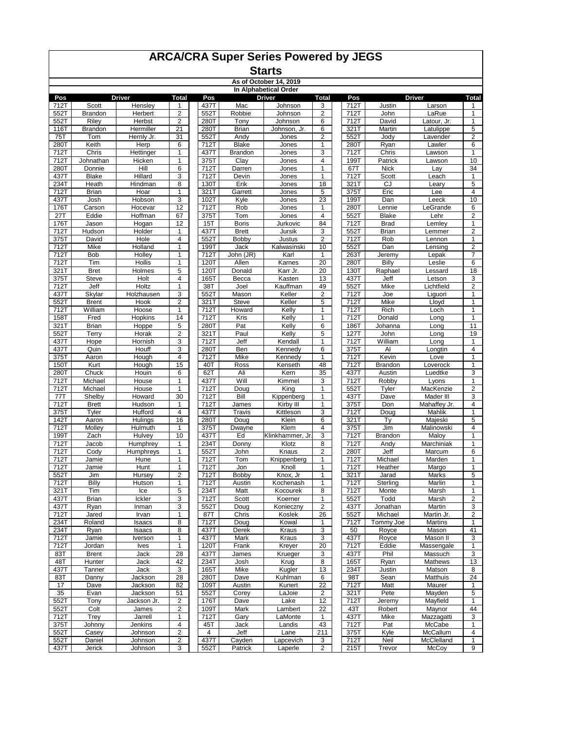# ARCA/CRA Super Series Powered by JEGS

## Starts

### As of October 14, 2019

### In Alphabetical Order

| Pos | Driver | | Total | | Pos | Driver | | Total | | Pos | Driver | | Total |
|---|---|---|---|---|---|---|---|---|---|---|---|---|---|
| 712T | Scott | Hensley | 1 | | 437T | Mac | Johnson | 3 | | 712T | Justin | Larson | 1 |
| 552T | Brandon | Herbert | 2 | | 552T | Robbie | Johnson | 2 | | 712T | John | LaRue | 1 |
| 552T | Riley | Herbst | 2 | | 280T | Tony | Johnson | 6 | | 712T | David | Latour, Jr. | 1 |
| 116T | Brandon | Hermiller | 21 | | 280T | Brian | Johnson, Jr. | 6 | | 321T | Martin | Latulippe | 5 |
| 75T | Tom | Hernly Jr. | 31 | | 552T | Andy | Jones | 2 | | 552T | Jody | Lavender | 2 |
| 280T | Keith | Herp | 6 | | 712T | Blake | Jones | 1 | | 280T | Ryan | Lawler | 6 |
| 712T | Chris | Hettinger | 1 | | 437T | Brandon | Jones | 3 | | 712T | Chris | Lawson | 1 |
| 712T | Johnathan | Hicken | 1 | | 375T | Clay | Jones | 4 | | 199T | Patrick | Lawson | 10 |
| 280T | Donnie | Hill | 6 | | 712T | Darren | Jones | 1 | | 67T | Nick | Lay | 34 |
| 437T | Blake | Hillard | 3 | | 712T | Devin | Jones | 1 | | 712T | Scott | Leach | 1 |
| 234T | Heath | Hindman | 8 | | 130T | Erik | Jones | 18 | | 321T | CJ | Leary | 5 |
| 712T | Brian | Hoar | 1 | | 321T | Garrett | Jones | 5 | | 375T | Eric | Lee | 4 |
| 437T | Josh | Hobson | 3 | | 102T | Kyle | Jones | 23 | | 199T | Dan | Leeck | 10 |
| 176T | Carson | Hocevar | 12 | | 712T | Rob | Jones | 1 | | 280T | Lennie | LeGrande | 6 |
| 27T | Eddie | Hoffman | 67 | | 375T | Tom | Jones | 4 | | 552T | Blake | Lehr | 2 |
| 176T | Jason | Hogan | 12 | | 15T | Boris | Jurkovic | 84 | | 712T | Brad | Lemley | 1 |
| 712T | Hudson | Holder | 1 | | 437T | Brett | Jursik | 3 | | 552T | Brian | Lemmer | 2 |
| 375T | David | Hole | 4 | | 552T | Bobby | Justus | 2 | | 712T | Rob | Lennon | 1 |
| 712T | Mike | Holland | 1 | | 199T | Jack | Kalwasinski | 10 | | 552T | Dan | Lensing | 2 |
| 712T | Bob | Holley | 1 | | 712T | John (JR) | Karl | 1 | | 263T | Jeremy | Lepak | 7 |
| 712T | Tim | Hollis | 1 | | 120T | Allen | Karnes | 20 | | 280T | Billy | Leslie | 6 |
| 321T | Bret | Holmes | 5 | | 120T | Donald | Karr Jr. | 20 | | 130T | Raphael | Lessard | 18 |
| 375T | Steve | Holt | 4 | | 165T | Becca | Kasten | 13 | | 437T | Jeff | Letson | 3 |
| 712T | Jeff | Holtz | 1 | | 38T | Joel | Kauffman | 49 | | 552T | Mike | Lichtfield | 2 |
| 437T | Skylar | Holzhausen | 3 | | 552T | Mason | Keller | 2 | | 712T | Joe | Liguori | 1 |
| 552T | Brent | Hook | 2 | | 321T | Steve | Keller | 5 | | 712T | Mike | Lloyd | 1 |
| 712T | William | Hoose | 1 | | 712T | Howard | Kelly | 1 | | 712T | Rich | Loch | 1 |
| 158T | Fred | Hopkins | 14 | | 712T | Kris | Kelly | 1 | | 712T | Donald | Long | 1 |
| 321T | Brian | Hoppe | 5 | | 280T | Pat | Kelly | 6 | | 186T | Johanna | Long | 11 |
| 552T | Terry | Horak | 2 | | 321T | Paul | Kelly | 5 | | 127T | John | Long | 19 |
| 437T | Hope | Hornish | 3 | | 712T | Jeff | Kendall | 1 | | 712T | William | Long | 1 |
| 437T | Quin | Houff | 3 | | 280T | Ben | Kennedy | 6 | | 375T | Al | Longtin | 4 |
| 375T | Aaron | Hough | 4 | | 712T | Mike | Kennedy | 1 | | 712T | Kevin | Love | 1 |
| 150T | Kurt | Hough | 15 | | 40T | Ross | Kenseth | 48 | | 712T | Brandon | Loverock | 1 |
| 280T | Chuck | Houin | 6 | | 62T | Ali | Kern | 35 | | 437T | Austin | Luedtke | 3 |
| 712T | Michael | House | 1 | | 437T | Will | Kimmel | 3 | | 712T | Robby | Lyons | 1 |
| 712T | Michael | House | 1 | | 712T | Doug | King | 1 | | 552T | Tyler | MacKenzie | 2 |
| 77T | Shelby | Howard | 30 | | 712T | Bill | Kippenberg | 1 | | 437T | Dave | Mader III | 3 |
| 712T | Brett | Hudson | 1 | | 712T | James | Kirby III | 1 | | 375T | Don | Mahaffey Jr. | 4 |
| 375T | Tyler | Hufford | 4 | | 437T | Travis | Kittleson | 3 | | 712T | Doug | Mahlik | 1 |
| 142T | Aaron | Hulings | 16 | | 280T | Doug | Klein | 6 | | 321T | Ty | Majeski | 5 |
| 712T | Molley | Hulmuth | 1 | | 375T | Dwayne | Klem | 4 | | 375T | Jim | Malinowski | 4 |
| 199T | Zach | Hulvey | 10 | | 437T | Ed | Klinkhammer, Jr. | 3 | | 712T | Brandon | Maloy | 1 |
| 712T | Jacob | Humphrey | 1 | | 234T | Donny | Klotz | 8 | | 712T | Andy | Marchiniak | 1 |
| 712T | Cody | Humphreys | 1 | | 552T | John | Knaus | 2 | | 280T | Jeff | Marcum | 6 |
| 712T | Jamie | Hune | 1 | | 712T | Tom | Knippenberg | 1 | | 712T | Michael | Marden | 1 |
| 712T | Jamie | Hunt | 1 | | 712T | Jon | Knoll | 1 | | 712T | Heather | Margo | 1 |
| 552T | Jim | Hursey | 2 | | 712T | Bobby | Knox, Jr | 1 | | 321T | Jarad | Marks | 5 |
| 712T | Billy | Hutson | 1 | | 712T | Austin | Kochenash | 1 | | 712T | Sterling | Marlin | 1 |
| 321T | Tim | Ice | 5 | | 234T | Matt | Kocourek | 8 | | 712T | Monte | Marsh | 1 |
| 437T | Brian | Ickler | 3 | | 712T | Scott | Koerner | 1 | | 552T | Todd | Marsh | 2 |
| 437T | Ryan | Inman | 3 | | 552T | Doug | Konieczny | 2 | | 437T | Jonathan | Martin | 3 |
| 712T | Jared | Irvan | 1 | | 87T | Chris | Koslek | 26 | | 552T | Michael | Martin Jr. | 2 |
| 234T | Roland | Isaacs | 8 | | 712T | Doug | Kowal | 1 | | 712T | Tommy Joe | Martins | 1 |
| 234T | Ryan | Isaacs | 8 | | 437T | Derek | Kraus | 3 | | 50 | Royce | Mason | 41 |
| 712T | Jamie | Iverson | 1 | | 437T | Mark | Kraus | 3 | | 437T | Royce | Mason II | 3 |
| 712T | Jordan | Ives | 1 | | 120T | Frank | Kreyer | 20 | | 712T | Eddie | Massengale | 1 |
| 83T | Brent | Jack | 28 | | 437T | James | Krueger | 3 | | 437T | Phil | Massuch | 3 |
| 48T | Hunter | Jack | 42 | | 234T | Josh | Krug | 8 | | 165T | Ryan | Mathews | 13 |
| 437T | Tanner | Jack | 3 | | 165T | Mike | Kugler | 13 | | 234T | Justin | Matson | 8 |
| 83T | Danny | Jackson | 28 | | 280T | Dave | Kuhlman | 6 | | 98T | Sean | Matthuis | 24 |
| 17 | Dave | Jackson | 82 | | 109T | Austin | Kunert | 22 | | 712T | Matt | Maurer | 1 |
| 35 | Evan | Jackson | 51 | | 552T | Corey | LaJoie | 2 | | 321T | Pete | Mayden | 5 |
| 552T | Tony | Jackson Jr. | 2 | | 176T | Dave | Lake | 12 | | 712T | Jeremy | Mayfield | 1 |
| 552T | Colt | James | 2 | | 109T | Mark | Lambert | 22 | | 43T | Robert | Maynor | 44 |
| 712T | Trey | Jarrell | 1 | | 712T | Gary | LaMonte | 1 | | 437T | Mike | Mazzagatti | 3 |
| 375T | Johnny | Jenkins | 4 | | 45T | Jack | Landis | 43 | | 712T | Pat | McCabe | 1 |
| 552T | Casey | Johnson | 2 | | 4 | Jeff | Lane | 211 | | 375T | Kyle | McCallum | 4 |
| 552T | Daniel | Johnson | 2 | | 437T | Cayden | Lapcevich | 3 | | 712T | Neil | McClelland | 1 |
| 437T | Jerick | Johnson | 3 | | 552T | Patrick | Laperle | 2 | | 215T | Trevor | McCoy | 9 |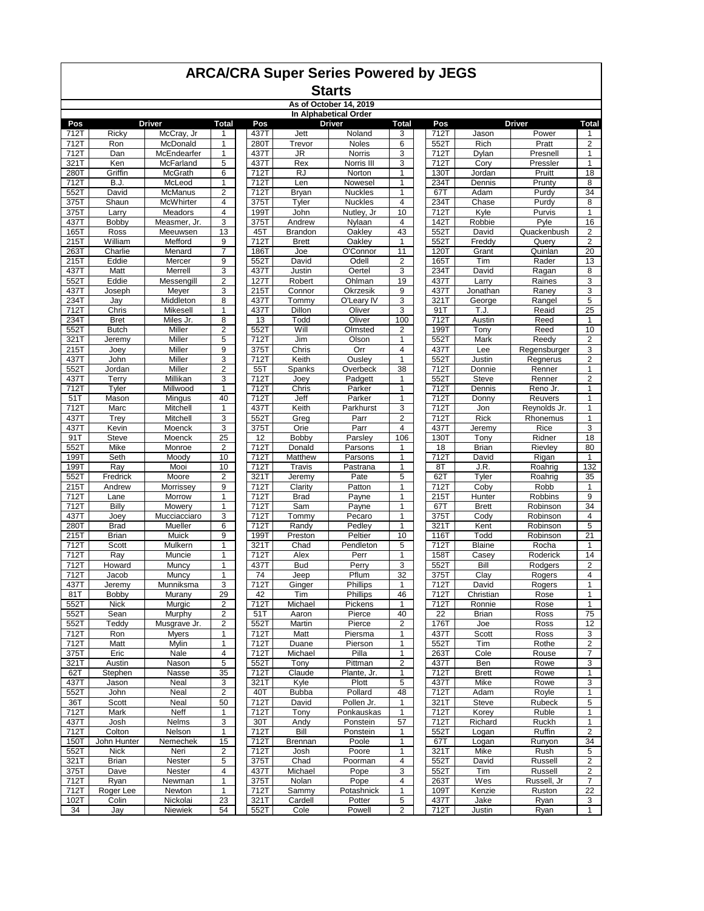# ARCA/CRA Super Series Powered by JEGS

## Starts

**As of October 14, 2019**

**In Alphabetical Order**

| Pos | Driver | | Total | | Pos | Driver | | Total | | Pos | Driver | | Total |
|---|---|---|---|---|---|---|---|---|---|---|---|---|---|
| 712T | Ricky | McCray, Jr | 1 | | 437T | Jett | Noland | 3 | | 712T | Jason | Power | 1 |
| 712T | Ron | McDonald | 1 | | 280T | Trevor | Noles | 6 | | 552T | Rich | Pratt | 2 |
| 712T | Dan | McEndearfer | 1 | | 437T | JR | Norris | 3 | | 712T | Dylan | Presnell | 1 |
| 321T | Ken | McFarland | 5 | | 437T | Rex | Norris III | 3 | | 712T | Cory | Pressler | 1 |
| 280T | Griffin | McGrath | 6 | | 712T | RJ | Norton | 1 | | 130T | Jordan | Pruitt | 18 |
| 712T | B.J. | McLeod | 1 | | 712T | Len | Nowesel | 1 | | 234T | Dennis | Prunty | 8 |
| 552T | David | McManus | 2 | | 712T | Bryan | Nuckles | 1 | | 67T | Adam | Purdy | 34 |
| 375T | Shaun | McWhirter | 4 | | 375T | Tyler | Nuckles | 4 | | 234T | Chase | Purdy | 8 |
| 375T | Larry | Meadors | 4 | | 199T | John | Nutley, Jr | 10 | | 712T | Kyle | Purvis | 1 |
| 437T | Bobby | Measmer, Jr. | 3 | | 375T | Andrew | Nylaan | 4 | | 142T | Robbie | Pyle | 16 |
| 165T | Ross | Meeuwsen | 13 | | 45T | Brandon | Oakley | 43 | | 552T | David | Quackenbush | 2 |
| 215T | William | Mefford | 9 | | 712T | Brett | Oakley | 1 | | 552T | Freddy | Query | 2 |
| 263T | Charlie | Menard | 7 | | 186T | Joe | O'Connor | 11 | | 120T | Grant | Quinlan | 20 |
| 215T | Eddie | Mercer | 9 | | 552T | David | Odell | 2 | | 165T | Tim | Rader | 13 |
| 437T | Matt | Merrell | 3 | | 437T | Justin | Oertel | 3 | | 234T | David | Ragan | 8 |
| 552T | Eddie | Messengill | 2 | | 127T | Robert | Ohlman | 19 | | 437T | Larry | Raines | 3 |
| 437T | Joseph | Meyer | 3 | | 215T | Connor | Okrzesik | 9 | | 437T | Jonathan | Raney | 3 |
| 234T | Jay | Middleton | 8 | | 437T | Tommy | O'Leary IV | 3 | | 321T | George | Rangel | 5 |
| 712T | Chris | Mikesell | 1 | | 437T | Dillon | Oliver | 3 | | 91T | T.J. | Reaid | 25 |
| 234T | Bret | Miles Jr. | 8 | | 13 | Todd | Oliver | 100 | | 712T | Austin | Reed | 1 |
| 552T | Butch | Miller | 2 | | 552T | Will | Olmsted | 2 | | 199T | Tony | Reed | 10 |
| 321T | Jeremy | Miller | 5 | | 712T | Jim | Olson | 1 | | 552T | Mark | Reedy | 2 |
| 215T | Joey | Miller | 9 | | 375T | Chris | Orr | 4 | | 437T | Lee | Regensburger | 3 |
| 437T | John | Miller | 3 | | 712T | Keith | Ousley | 1 | | 552T | Justin | Regnerus | 2 |
| 552T | Jordan | Miller | 2 | | 55T | Spanks | Overbeck | 38 | | 712T | Donnie | Renner | 1 |
| 437T | Terry | Millikan | 3 | | 712T | Joey | Padgett | 1 | | 552T | Steve | Renner | 2 |
| 712T | Tyler | Millwood | 1 | | 712T | Chris | Parker | 1 | | 712T | Dennis | Reno Jr. | 1 |
| 51T | Mason | Mingus | 40 | | 712T | Jeff | Parker | 1 | | 712T | Donny | Reuvers | 1 |
| 712T | Marc | Mitchell | 1 | | 437T | Keith | Parkhurst | 3 | | 712T | Jon | Reynolds Jr. | 1 |
| 437T | Trey | Mitchell | 3 | | 552T | Greg | Parr | 2 | | 712T | Rick | Rhonemus | 1 |
| 437T | Kevin | Moenck | 3 | | 375T | Orie | Parr | 4 | | 437T | Jeremy | Rice | 3 |
| 91T | Steve | Moenck | 25 | | 12 | Bobby | Parsley | 106 | | 130T | Tony | Ridner | 18 |
| 552T | Mike | Monroe | 2 | | 712T | Donald | Parsons | 1 | | 18 | Brian | Rievley | 80 |
| 199T | Seth | Moody | 10 | | 712T | Matthew | Parsons | 1 | | 712T | David | Rigan | 1 |
| 199T | Ray | Mooi | 10 | | 712T | Travis | Pastrana | 1 | | 8T | J.R. | Roahrig | 132 |
| 552T | Fredrick | Moore | 2 | | 321T | Jeremy | Pate | 5 | | 62T | Tyler | Roahrig | 35 |
| 215T | Andrew | Morrissey | 9 | | 712T | Clarity | Patton | 1 | | 712T | Coby | Robb | 1 |
| 712T | Lane | Morrow | 1 | | 712T | Brad | Payne | 1 | | 215T | Hunter | Robbins | 9 |
| 712T | Billy | Mowery | 1 | | 712T | Sam | Payne | 1 | | 67T | Brett | Robinson | 34 |
| 437T | Joey | Mucciacciaro | 3 | | 712T | Tommy | Pecaro | 1 | | 375T | Cody | Robinson | 4 |
| 280T | Brad | Mueller | 6 | | 712T | Randy | Pedley | 1 | | 321T | Kent | Robinson | 5 |
| 215T | Brian | Muick | 9 | | 199T | Preston | Peltier | 10 | | 116T | Todd | Robinson | 21 |
| 712T | Scott | Mulkern | 1 | | 321T | Chad | Pendleton | 5 | | 712T | Blaine | Rocha | 1 |
| 712T | Ray | Muncie | 1 | | 712T | Alex | Perr | 1 | | 158T | Casey | Roderick | 14 |
| 712T | Howard | Muncy | 1 | | 437T | Bud | Perry | 3 | | 552T | Bill | Rodgers | 2 |
| 712T | Jacob | Muncy | 1 | | 74 | Jeep | Pflum | 32 | | 375T | Clay | Rogers | 4 |
| 437T | Jeremy | Munniksma | 3 | | 712T | Ginger | Phillips | 1 | | 712T | David | Rogers | 1 |
| 81T | Bobby | Murany | 29 | | 42 | Tim | Phillips | 46 | | 712T | Christian | Rose | 1 |
| 552T | Nick | Murgic | 2 | | 712T | Michael | Pickens | 1 | | 712T | Ronnie | Rose | 1 |
| 552T | Sean | Murphy | 2 | | 51T | Aaron | Pierce | 40 | | 22 | Brian | Ross | 75 |
| 552T | Teddy | Musgrave Jr. | 2 | | 552T | Martin | Pierce | 2 | | 176T | Joe | Ross | 12 |
| 712T | Ron | Myers | 1 | | 712T | Matt | Piersma | 1 | | 437T | Scott | Ross | 3 |
| 712T | Matt | Mylin | 1 | | 712T | Duane | Pierson | 1 | | 552T | Tim | Rothe | 2 |
| 375T | Eric | Nale | 4 | | 712T | Michael | Pilla | 1 | | 263T | Cole | Rouse | 7 |
| 321T | Austin | Nason | 5 | | 552T | Tony | Pittman | 2 | | 437T | Ben | Rowe | 3 |
| 62T | Stephen | Nasse | 35 | | 712T | Claude | Plante, Jr. | 1 | | 712T | Brett | Rowe | 1 |
| 437T | Jason | Neal | 3 | | 321T | Kyle | Plott | 5 | | 437T | Mike | Rowe | 3 |
| 552T | John | Neal | 2 | | 40T | Bubba | Pollard | 48 | | 712T | Adam | Royle | 1 |
| 36T | Scott | Neal | 50 | | 712T | David | Pollen Jr. | 1 | | 321T | Steve | Rubeck | 5 |
| 712T | Mark | Neff | 1 | | 712T | Tony | Ponkauskas | 1 | | 712T | Korey | Ruble | 1 |
| 437T | Josh | Nelms | 3 | | 30T | Andy | Ponstein | 57 | | 712T | Richard | Ruckh | 1 |
| 712T | Colton | Nelson | 1 | | 712T | Bill | Ponstein | 1 | | 552T | Logan | Ruffin | 2 |
| 150T | John Hunter | Nemechek | 15 | | 712T | Brennan | Poole | 1 | | 67T | Logan | Runyon | 34 |
| 552T | Nick | Neri | 2 | | 712T | Josh | Poore | 1 | | 321T | Mike | Rush | 5 |
| 321T | Brian | Nester | 5 | | 375T | Chad | Poorman | 4 | | 552T | David | Russell | 2 |
| 375T | Dave | Nester | 4 | | 437T | Michael | Pope | 3 | | 552T | Tim | Russell | 2 |
| 712T | Ryan | Newman | 1 | | 375T | Nolan | Pope | 4 | | 263T | Wes | Russell, Jr | 7 |
| 712T | Roger Lee | Newton | 1 | | 712T | Sammy | Potashnick | 1 | | 109T | Kenzie | Ruston | 22 |
| 102T | Colin | Nickolai | 23 | | 321T | Cardell | Potter | 5 | | 437T | Jake | Ryan | 3 |
| 34 | Jay | Niewiek | 54 | | 552T | Cole | Powell | 2 | | 712T | Justin | Ryan | 1 |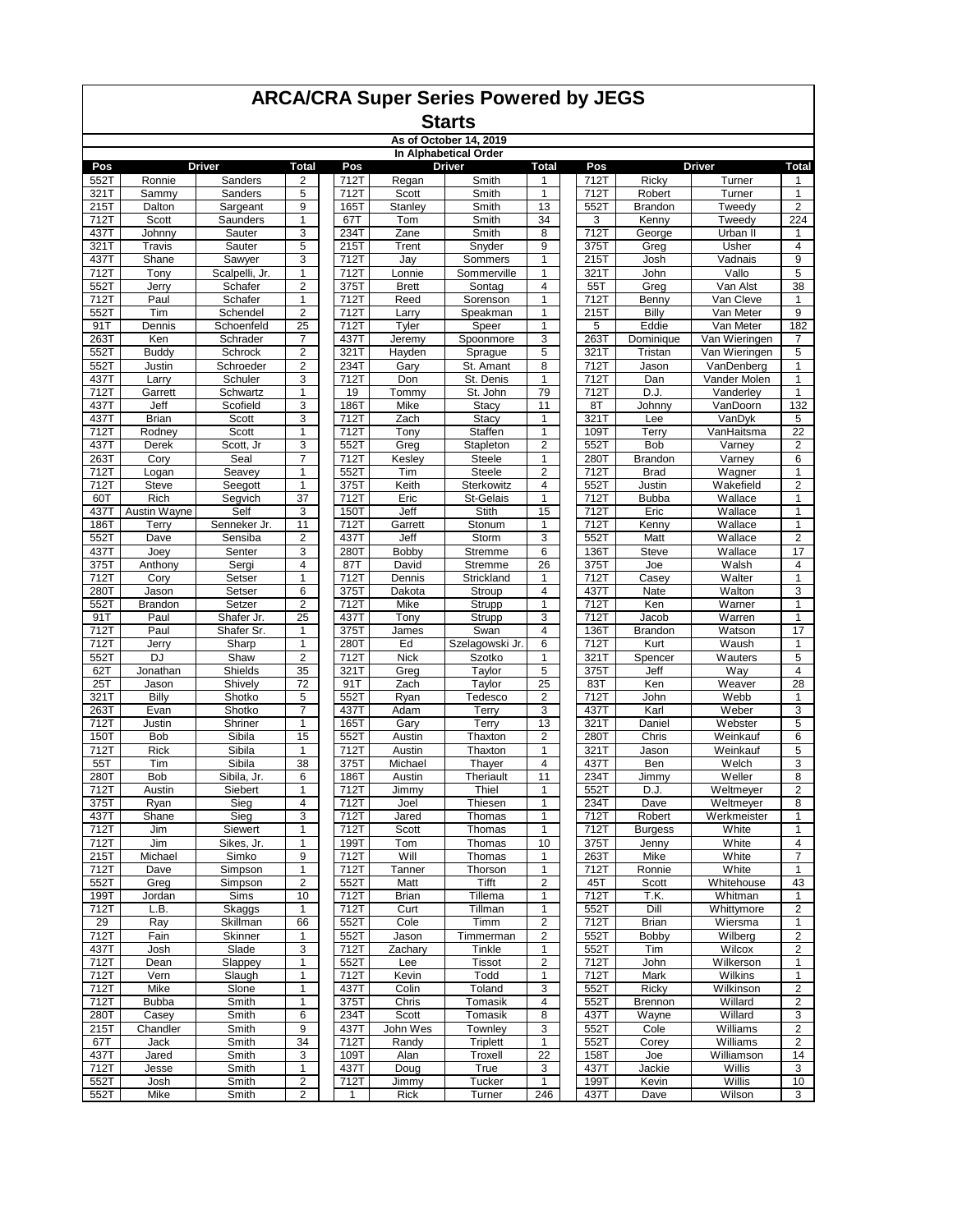# ARCA/CRA Super Series Powered by JEGS

## Starts

### As of October 14, 2019

### In Alphabetical Order

| Pos | Driver | | Total | Pos | Driver | | Total | Pos | Driver | | Total |
|---|---|---|---|---|---|---|---|---|---|---|---|
| 552T | Ronnie | Sanders | 2 | 712T | Regan | Smith | 1 | 712T | Ricky | Turner | 1 |
| 321T | Sammy | Sanders | 5 | 712T | Scott | Smith | 1 | 712T | Robert | Turner | 1 |
| 215T | Dalton | Sargeant | 9 | 165T | Stanley | Smith | 13 | 552T | Brandon | Tweedy | 2 |
| 712T | Scott | Saunders | 1 | 67T | Tom | Smith | 34 | 3 | Kenny | Tweedy | 224 |
| 437T | Johnny | Sauter | 3 | 234T | Zane | Smith | 8 | 712T | George | Urban II | 1 |
| 321T | Travis | Sauter | 5 | 215T | Trent | Snyder | 9 | 375T | Greg | Usher | 4 |
| 437T | Shane | Sawyer | 3 | 712T | Jay | Sommers | 1 | 215T | Josh | Vadnais | 9 |
| 712T | Tony | Scalpelli, Jr. | 1 | 712T | Lonnie | Sommerville | 1 | 321T | John | Vallo | 5 |
| 552T | Jerry | Schafer | 2 | 375T | Brett | Sontag | 4 | 55T | Greg | Van Alst | 38 |
| 712T | Paul | Schafer | 1 | 712T | Reed | Sorenson | 1 | 712T | Benny | Van Cleve | 1 |
| 552T | Tim | Schendel | 2 | 712T | Larry | Speakman | 1 | 215T | Billy | Van Meter | 9 |
| 91T | Dennis | Schoenfeld | 25 | 712T | Tyler | Speer | 1 | 5 | Eddie | Van Meter | 182 |
| 263T | Ken | Schrader | 7 | 437T | Jeremy | Spoonmore | 3 | 263T | Dominique | Van Wieringen | 7 |
| 552T | Buddy | Schrock | 2 | 321T | Hayden | Sprague | 5 | 321T | Tristan | Van Wieringen | 5 |
| 552T | Justin | Schroeder | 2 | 234T | Gary | St. Amant | 8 | 712T | Jason | VanDenberg | 1 |
| 437T | Larry | Schuler | 3 | 712T | Don | St. Denis | 1 | 712T | Dan | Vander Molen | 1 |
| 712T | Garrett | Schwartz | 1 | 19 | Tommy | St. John | 79 | 712T | D.J. | Vanderley | 1 |
| 437T | Jeff | Scofield | 3 | 186T | Mike | Stacy | 11 | 8T | Johnny | VanDoorn | 132 |
| 437T | Brian | Scott | 3 | 712T | Zach | Stacy | 1 | 321T | Lee | VanDyk | 5 |
| 712T | Rodney | Scott | 1 | 712T | Tony | Staffen | 1 | 109T | Terry | VanHaitsma | 22 |
| 437T | Derek | Scott, Jr | 3 | 552T | Greg | Stapleton | 2 | 552T | Bob | Varney | 2 |
| 263T | Cory | Seal | 7 | 712T | Kesley | Steele | 1 | 280T | Brandon | Varney | 6 |
| 712T | Logan | Seavey | 1 | 552T | Tim | Steele | 2 | 712T | Brad | Wagner | 1 |
| 712T | Steve | Seegott | 1 | 375T | Keith | Sterkowitz | 4 | 552T | Justin | Wakefield | 2 |
| 60T | Rich | Segvich | 37 | 712T | Eric | St-Gelais | 1 | 712T | Bubba | Wallace | 1 |
| 437T | Austin Wayne | Self | 3 | 150T | Jeff | Stith | 15 | 712T | Eric | Wallace | 1 |
| 186T | Terry | Senneker Jr. | 11 | 712T | Garrett | Stonum | 1 | 712T | Kenny | Wallace | 1 |
| 552T | Dave | Sensiba | 2 | 437T | Jeff | Storm | 3 | 552T | Matt | Wallace | 2 |
| 437T | Joey | Senter | 3 | 280T | Bobby | Stremme | 6 | 136T | Steve | Wallace | 17 |
| 375T | Anthony | Sergi | 4 | 87T | David | Stremme | 26 | 375T | Joe | Walsh | 4 |
| 712T | Cory | Setser | 1 | 712T | Dennis | Strickland | 1 | 712T | Casey | Walter | 1 |
| 280T | Jason | Setser | 6 | 375T | Dakota | Stroup | 4 | 437T | Nate | Walton | 3 |
| 552T | Brandon | Setzer | 2 | 712T | Mike | Strupp | 1 | 712T | Ken | Warner | 1 |
| 91T | Paul | Shafer Jr. | 25 | 437T | Tony | Strupp | 3 | 712T | Jacob | Warren | 1 |
| 712T | Paul | Shafer Sr. | 1 | 375T | James | Swan | 4 | 136T | Brandon | Watson | 17 |
| 712T | Jerry | Sharp | 1 | 280T | Ed | Szelagowski Jr. | 6 | 712T | Kurt | Waush | 1 |
| 552T | DJ | Shaw | 2 | 712T | Nick | Szotko | 1 | 321T | Spencer | Wauters | 5 |
| 62T | Jonathan | Shields | 35 | 321T | Greg | Taylor | 5 | 375T | Jeff | Way | 4 |
| 25T | Jason | Shively | 72 | 91T | Zach | Taylor | 25 | 83T | Ken | Weaver | 28 |
| 321T | Billy | Shotko | 5 | 552T | Ryan | Tedesco | 2 | 712T | John | Webb | 1 |
| 263T | Evan | Shotko | 7 | 437T | Adam | Terry | 3 | 437T | Karl | Weber | 3 |
| 712T | Justin | Shriner | 1 | 165T | Gary | Terry | 13 | 321T | Daniel | Webster | 5 |
| 150T | Bob | Sibila | 15 | 552T | Austin | Thaxton | 2 | 280T | Chris | Weinkauf | 6 |
| 712T | Rick | Sibila | 1 | 712T | Austin | Thaxton | 1 | 321T | Jason | Weinkauf | 5 |
| 55T | Tim | Sibila | 38 | 375T | Michael | Thayer | 4 | 437T | Ben | Welch | 3 |
| 280T | Bob | Sibila, Jr. | 6 | 186T | Austin | Theriault | 11 | 234T | Jimmy | Weller | 8 |
| 712T | Austin | Siebert | 1 | 712T | Jimmy | Thiel | 1 | 552T | D.J. | Weltmeyer | 2 |
| 375T | Ryan | Sieg | 4 | 712T | Joel | Thiesen | 1 | 234T | Dave | Weltmeyer | 8 |
| 437T | Shane | Sieg | 3 | 712T | Jared | Thomas | 1 | 712T | Robert | Werkmeister | 1 |
| 712T | Jim | Siewert | 1 | 712T | Scott | Thomas | 1 | 712T | Burgess | White | 1 |
| 712T | Jim | Sikes, Jr. | 1 | 199T | Tom | Thomas | 10 | 375T | Jenny | White | 4 |
| 215T | Michael | Simko | 9 | 712T | Will | Thomas | 1 | 263T | Mike | White | 7 |
| 712T | Dave | Simpson | 1 | 712T | Tanner | Thorson | 1 | 712T | Ronnie | White | 1 |
| 552T | Greg | Simpson | 2 | 552T | Matt | Tifft | 2 | 45T | Scott | Whitehouse | 43 |
| 199T | Jordan | Sims | 10 | 712T | Brian | Tillema | 1 | 712T | T.K. | Whitman | 1 |
| 712T | L.B. | Skaggs | 1 | 712T | Curt | Tillman | 1 | 552T | Dill | Whittymore | 2 |
| 29 | Ray | Skillman | 66 | 552T | Cole | Timm | 2 | 712T | Brian | Wiersma | 1 |
| 712T | Fain | Skinner | 1 | 552T | Jason | Timmerman | 2 | 552T | Bobby | Wilberg | 2 |
| 437T | Josh | Slade | 3 | 712T | Zachary | Tinkle | 1 | 552T | Tim | Wilcox | 2 |
| 712T | Dean | Slappey | 1 | 552T | Lee | Tissot | 2 | 712T | John | Wilkerson | 1 |
| 712T | Vern | Slaugh | 1 | 712T | Kevin | Todd | 1 | 712T | Mark | Wilkins | 1 |
| 712T | Mike | Slone | 1 | 437T | Colin | Toland | 3 | 552T | Ricky | Wilkinson | 2 |
| 712T | Bubba | Smith | 1 | 375T | Chris | Tomasik | 4 | 552T | Brennon | Willard | 2 |
| 280T | Casey | Smith | 6 | 234T | Scott | Tomasik | 8 | 437T | Wayne | Willard | 3 |
| 215T | Chandler | Smith | 9 | 437T | John Wes | Townley | 3 | 552T | Cole | Williams | 2 |
| 67T | Jack | Smith | 34 | 712T | Randy | Triplett | 1 | 552T | Corey | Williams | 2 |
| 437T | Jared | Smith | 3 | 109T | Alan | Troxell | 22 | 158T | Joe | Williamson | 14 |
| 712T | Jesse | Smith | 1 | 437T | Doug | True | 3 | 437T | Jackie | Willis | 3 |
| 552T | Josh | Smith | 2 | 712T | Jimmy | Tucker | 1 | 199T | Kevin | Willis | 10 |
| 552T | Mike | Smith | 2 | 1 | Rick | Turner | 246 | 437T | Dave | Wilson | 3 |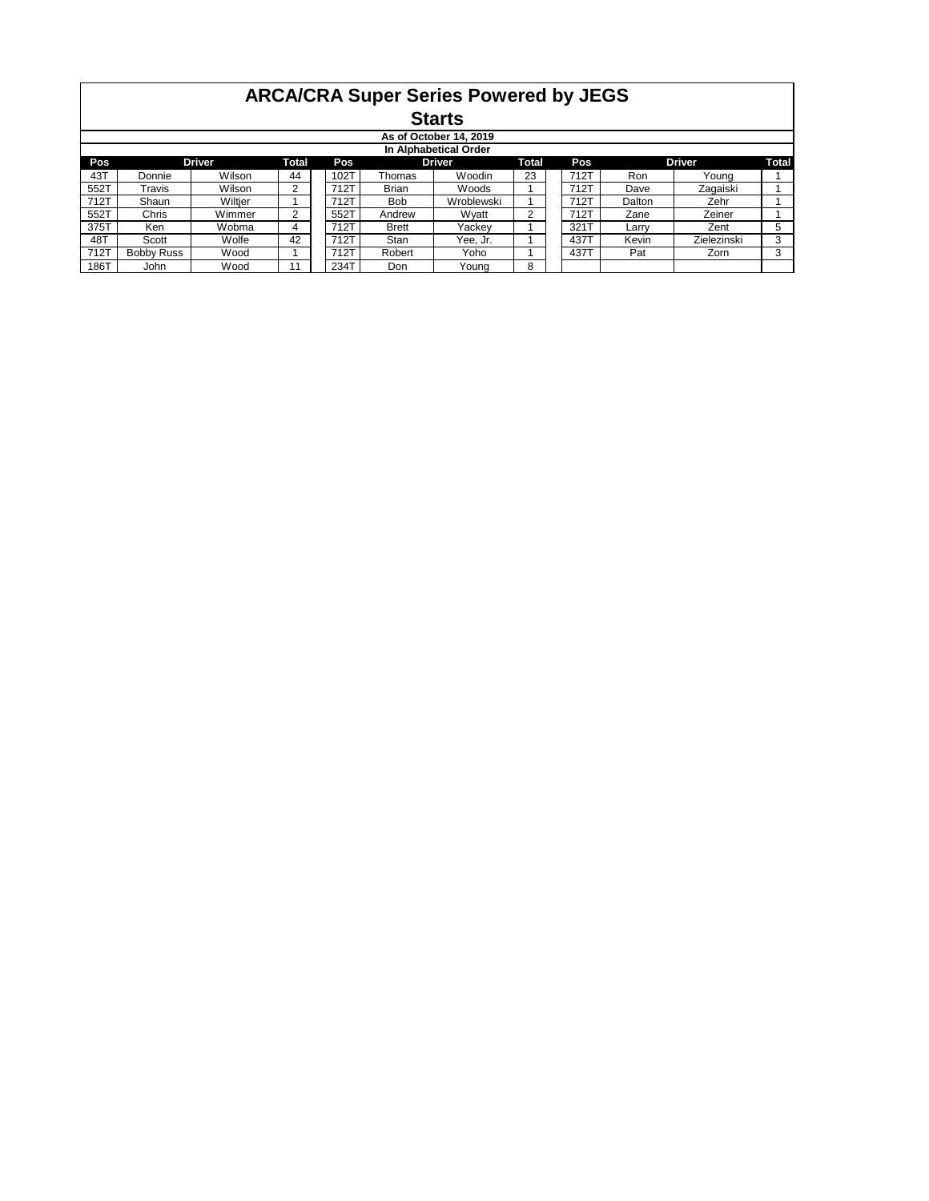# ARCA/CRA Super Series Powered by JEGS

## Starts

**As of October 14, 2019**

**In Alphabetical Order**

| Pos | Driver | | Total | | Pos | Driver | | Total | | Pos | Driver | | Total |
|---|---|---|---|---|---|---|---|---|---|---|---|---|---|
| 43T | Donnie | Wilson | 44 | | 102T | Thomas | Woodin | 23 | | 712T | Ron | Young | 1 |
| 552T | Travis | Wilson | 2 | | 712T | Brian | Woods | 1 | | 712T | Dave | Zagaiski | 1 |
| 712T | Shaun | Wiltjer | 1 | | 712T | Bob | Wroblewski | 1 | | 712T | Dalton | Zehr | 1 |
| 552T | Chris | Wimmer | 2 | | 552T | Andrew | Wyatt | 2 | | 712T | Zane | Zeiner | 1 |
| 375T | Ken | Wobma | 4 | | 712T | Brett | Yackey | 1 | | 321T | Larry | Zent | 5 |
| 48T | Scott | Wolfe | 42 | | 712T | Stan | Yee, Jr. | 1 | | 437T | Kevin | Zielezinski | 3 |
| 712T | Bobby Russ | Wood | 1 | | 712T | Robert | Yoho | 1 | | 437T | Pat | Zorn | 3 |
| 186T | John | Wood | 11 | | 234T | Don | Young | 8 | | | | | |